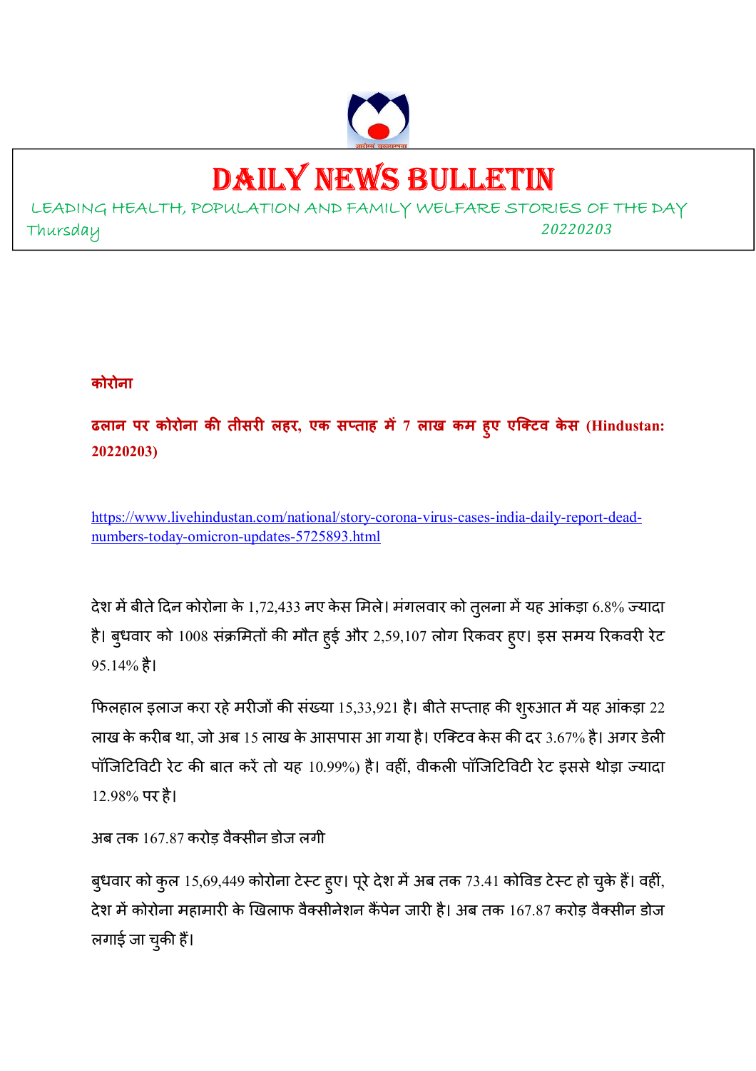# DAILY NEWS BULLETIN

LEADING HEALTH, POPULATION AND FAMILY WELFARE STORIES OF THE DAY

Thursday 20220203

**कोरोना**

**ढलान पर कोरोना की तीसरी लहर, एक सप्ताह में 7 लाख कम हुए एक्टिव केस (Hindustan: 20220203)**

https://www.livehindustan.com/national/story-corona-virus-cases-india-daily-report-dead-numbers-today-omicron-updates-5725893.html

देश में बीते दिन कोरोना के 1,72,433 नए केस मिले। मंगलवार को तुलना में यह आंकड़ा 6.8% ज्यादा है। बुधवार को 1008 संक्रमितों की मौत हुई और 2,59,107 लोग रिकवर हुए। इस समय रिकवरी रेट 95.14% है।

फिलहाल इलाज करा रहे मरीजों की संख्या 15,33,921 है। बीते सप्ताह की शुरुआत में यह आंकड़ा 22 लाख के करीब था, जो अब 15 लाख के आसपास आ गया है। एक्टिव केस की दर 3.67% है। अगर डेली पॉजिटिविटी रेट की बात करें तो यह 10.99%) है। वहीं, वीकली पॉजिटिविटी रेट इससे थोड़ा ज्यादा 12.98% पर है।

अब तक 167.87 करोड़ वैक्सीन डोज लगी

बुधवार को कुल 15,69,449 कोरोना टेस्ट हुए। पूरे देश में अब तक 73.41 कोविड टेस्ट हो चुके हैं। वहीं, देश में कोरोना महामारी के खिलाफ वैक्सीनेशन कैंपेन जारी है। अब तक 167.87 करोड़ वैक्सीन डोज लगाई जा चुकी हैं।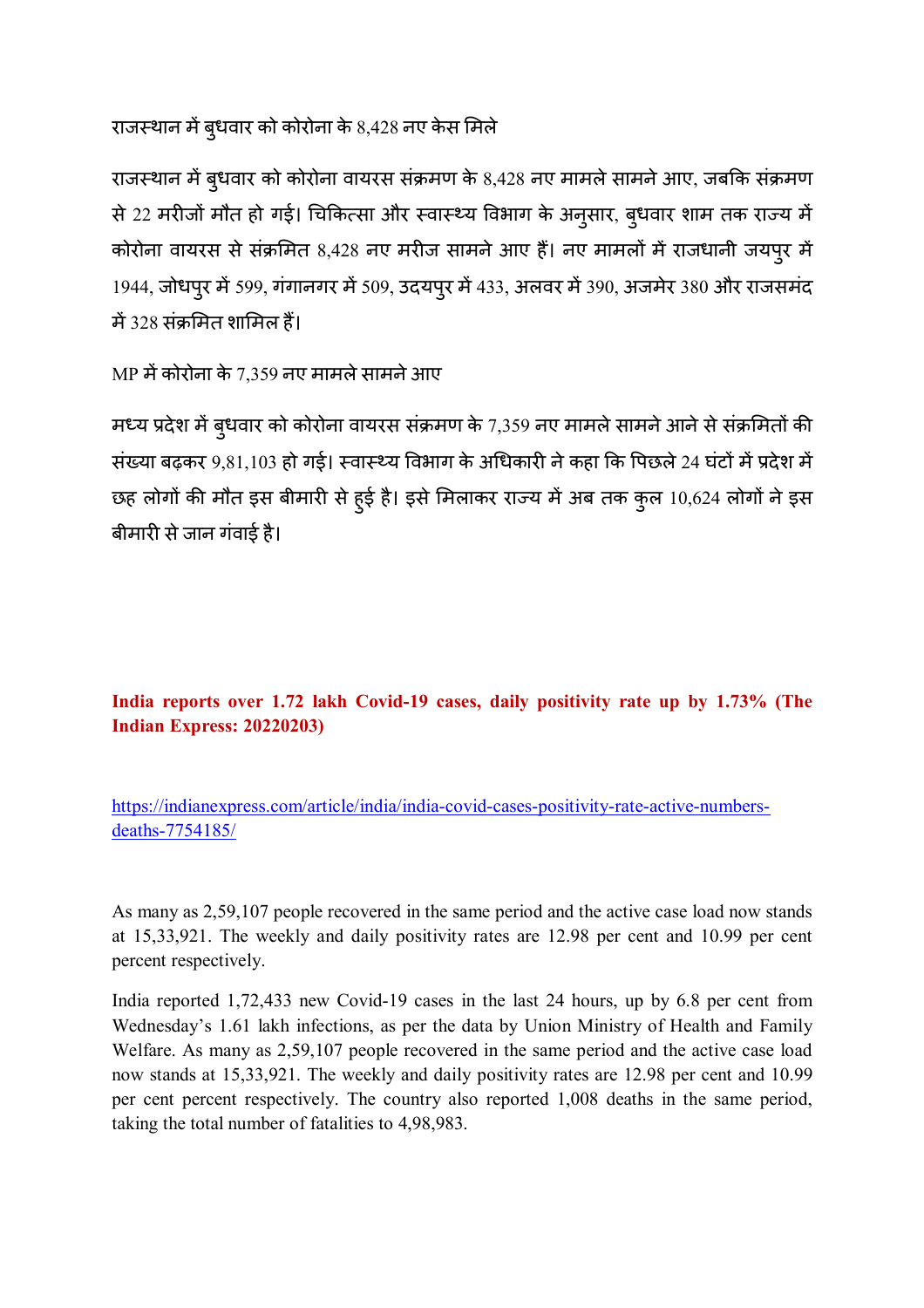राजस्थान में बुधवार को कोरोना के 8,428 नए केस मिले

राजस्थान में बुधवार को कोरोना वायरस संक्रमण के 8,428 नए मामले सामने आए, जबकि संक्रमण से 22 मरीजों मौत हो गई। चिकित्सा और स्वास्थ्य विभाग के अनुसार, बुधवार शाम तक राज्य में कोरोना वायरस से संक्रमित 8,428 नए मरीज सामने आए हैं। नए मामलों में राजधानी जयपुर में 1944, जोधपुर में 599, गंगानगर में 509, उदयपुर में 433, अलवर में 390, अजमेर 380 और राजसमंद में 328 संक्रमित शामिल हैं।

MP में कोरोना के 7,359 नए मामले सामने आए

मध्य प्रदेश में बुधवार को कोरोना वायरस संक्रमण के 7,359 नए मामले सामने आने से संक्रमितों की संख्या बढ़कर 9,81,103 हो गई। स्वास्थ्य विभाग के अधिकारी ने कहा कि पिछले 24 घंटों में प्रदेश में छह लोगों की मौत इस बीमारी से हुई है। इसे मिलाकर राज्य में अब तक कुल 10,624 लोगों ने इस बीमारी से जान गंवाई है।

## **India reports over 1.72 lakh Covid-19 cases, daily positivity rate up by 1.73% (The Indian Express: 20220203)**

https://indianexpress.com/article/india/india-covid-cases-positivity-rate-active-numbers-deaths-7754185/

As many as 2,59,107 people recovered in the same period and the active case load now stands at 15,33,921. The weekly and daily positivity rates are 12.98 per cent and 10.99 per cent percent respectively.

India reported 1,72,433 new Covid-19 cases in the last 24 hours, up by 6.8 per cent from Wednesday's 1.61 lakh infections, as per the data by Union Ministry of Health and Family Welfare. As many as 2,59,107 people recovered in the same period and the active case load now stands at 15,33,921. The weekly and daily positivity rates are 12.98 per cent and 10.99 per cent percent respectively. The country also reported 1,008 deaths in the same period, taking the total number of fatalities to 4,98,983.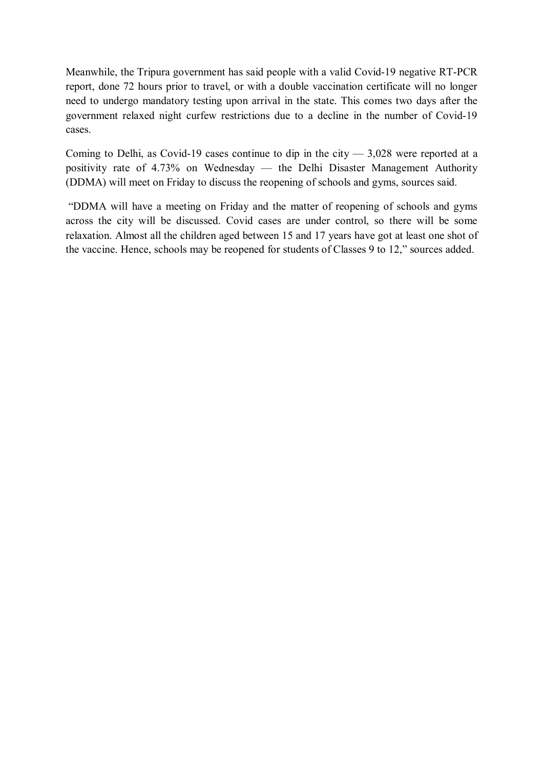Meanwhile, the Tripura government has said people with a valid Covid-19 negative RT-PCR report, done 72 hours prior to travel, or with a double vaccination certificate will no longer need to undergo mandatory testing upon arrival in the state. This comes two days after the government relaxed night curfew restrictions due to a decline in the number of Covid-19 cases.

Coming to Delhi, as Covid-19 cases continue to dip in the city — 3,028 were reported at a positivity rate of 4.73% on Wednesday — the Delhi Disaster Management Authority (DDMA) will meet on Friday to discuss the reopening of schools and gyms, sources said.

"DDMA will have a meeting on Friday and the matter of reopening of schools and gyms across the city will be discussed. Covid cases are under control, so there will be some relaxation. Almost all the children aged between 15 and 17 years have got at least one shot of the vaccine. Hence, schools may be reopened for students of Classes 9 to 12," sources added.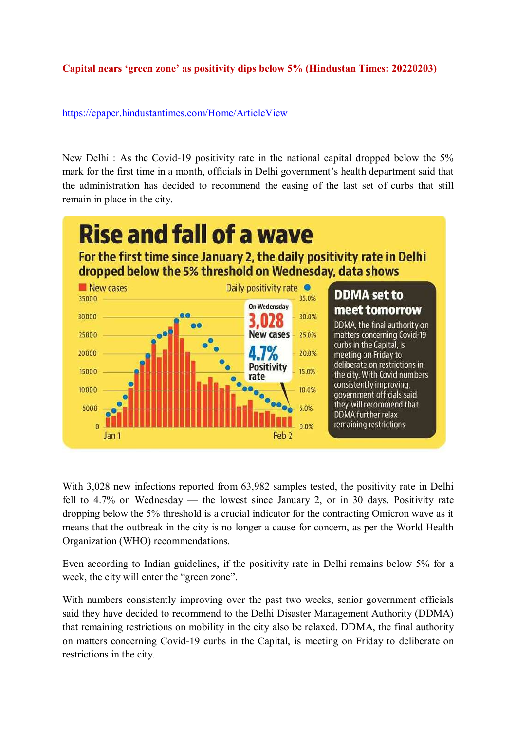**Capital nears 'green zone' as positivity dips below 5% (Hindustan Times: 20220203)**

https://epaper.hindustantimes.com/Home/ArticleView

New Delhi : As the Covid-19 positivity rate in the national capital dropped below the 5% mark for the first time in a month, officials in Delhi government's health department said that the administration has decided to recommend the easing of the last set of curbs that still remain in place in the city.

# Rise and fall of a wave

**For the first time since January 2, the daily positivity rate in Delhi dropped below the 5% threshold on Wednesday, data shows**

New cases | Daily positivity rate

On Wedensday **3,028** New cases **4.7%** Positivity rate

Jan 1 — Feb 2

**DDMA set to meet tomorrow**

DDMA, the final authority on matters concerning Covid-19 curbs in the Capital, is meeting on Friday to deliberate on restrictions in the city. With Covid numbers consistently improving, government officials said they will recommend that DDMA further relax remaining restrictions

With 3,028 new infections reported from 63,982 samples tested, the positivity rate in Delhi fell to 4.7% on Wednesday — the lowest since January 2, or in 30 days. Positivity rate dropping below the 5% threshold is a crucial indicator for the contracting Omicron wave as it means that the outbreak in the city is no longer a cause for concern, as per the World Health Organization (WHO) recommendations.

Even according to Indian guidelines, if the positivity rate in Delhi remains below 5% for a week, the city will enter the "green zone".

With numbers consistently improving over the past two weeks, senior government officials said they have decided to recommend to the Delhi Disaster Management Authority (DDMA) that remaining restrictions on mobility in the city also be relaxed. DDMA, the final authority on matters concerning Covid-19 curbs in the Capital, is meeting on Friday to deliberate on restrictions in the city.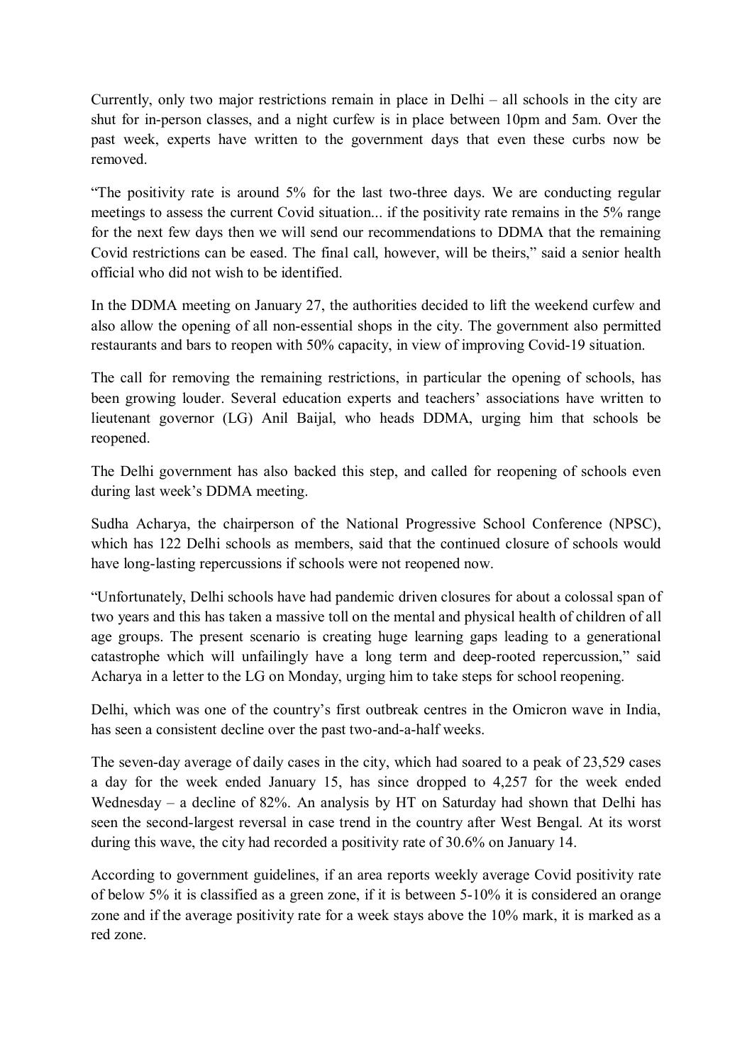Currently, only two major restrictions remain in place in Delhi – all schools in the city are shut for in-person classes, and a night curfew is in place between 10pm and 5am. Over the past week, experts have written to the government days that even these curbs now be removed.

"The positivity rate is around 5% for the last two-three days. We are conducting regular meetings to assess the current Covid situation... if the positivity rate remains in the 5% range for the next few days then we will send our recommendations to DDMA that the remaining Covid restrictions can be eased. The final call, however, will be theirs," said a senior health official who did not wish to be identified.

In the DDMA meeting on January 27, the authorities decided to lift the weekend curfew and also allow the opening of all non-essential shops in the city. The government also permitted restaurants and bars to reopen with 50% capacity, in view of improving Covid-19 situation.

The call for removing the remaining restrictions, in particular the opening of schools, has been growing louder. Several education experts and teachers' associations have written to lieutenant governor (LG) Anil Baijal, who heads DDMA, urging him that schools be reopened.

The Delhi government has also backed this step, and called for reopening of schools even during last week's DDMA meeting.

Sudha Acharya, the chairperson of the National Progressive School Conference (NPSC), which has 122 Delhi schools as members, said that the continued closure of schools would have long-lasting repercussions if schools were not reopened now.

"Unfortunately, Delhi schools have had pandemic driven closures for about a colossal span of two years and this has taken a massive toll on the mental and physical health of children of all age groups. The present scenario is creating huge learning gaps leading to a generational catastrophe which will unfailingly have a long term and deep-rooted repercussion," said Acharya in a letter to the LG on Monday, urging him to take steps for school reopening.

Delhi, which was one of the country's first outbreak centres in the Omicron wave in India, has seen a consistent decline over the past two-and-a-half weeks.

The seven-day average of daily cases in the city, which had soared to a peak of 23,529 cases a day for the week ended January 15, has since dropped to 4,257 for the week ended Wednesday – a decline of 82%. An analysis by HT on Saturday had shown that Delhi has seen the second-largest reversal in case trend in the country after West Bengal. At its worst during this wave, the city had recorded a positivity rate of 30.6% on January 14.

According to government guidelines, if an area reports weekly average Covid positivity rate of below 5% it is classified as a green zone, if it is between 5-10% it is considered an orange zone and if the average positivity rate for a week stays above the 10% mark, it is marked as a red zone.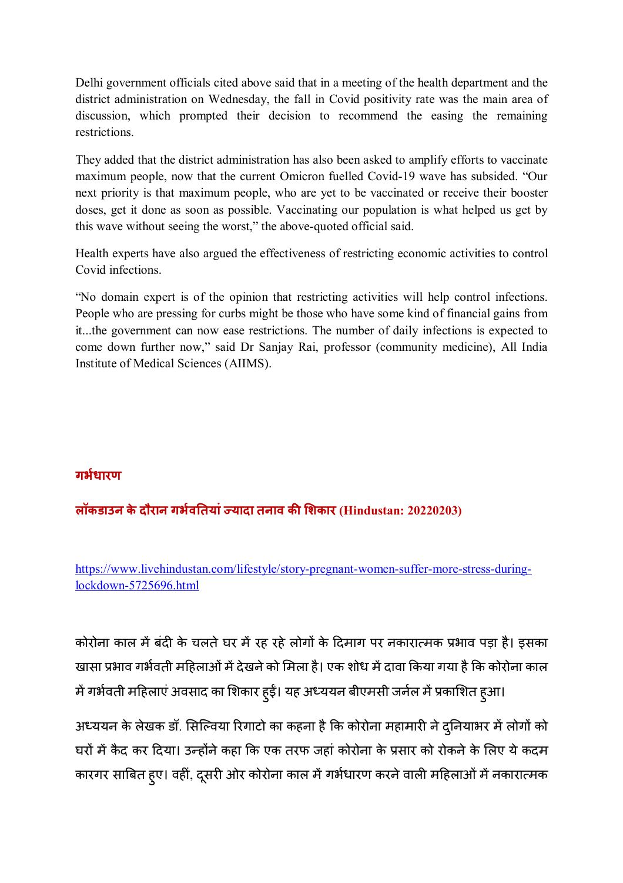Delhi government officials cited above said that in a meeting of the health department and the district administration on Wednesday, the fall in Covid positivity rate was the main area of discussion, which prompted their decision to recommend the easing the remaining restrictions.

They added that the district administration has also been asked to amplify efforts to vaccinate maximum people, now that the current Omicron fuelled Covid-19 wave has subsided. "Our next priority is that maximum people, who are yet to be vaccinated or receive their booster doses, get it done as soon as possible. Vaccinating our population is what helped us get by this wave without seeing the worst," the above-quoted official said.

Health experts have also argued the effectiveness of restricting economic activities to control Covid infections.

"No domain expert is of the opinion that restricting activities will help control infections. People who are pressing for curbs might be those who have some kind of financial gains from it...the government can now ease restrictions. The number of daily infections is expected to come down further now," said Dr Sanjay Rai, professor (community medicine), All India Institute of Medical Sciences (AIIMS).

## गर्भधारण

### लॉकडाउन के दौरान गर्भवतियां ज्यादा तनाव की शिकार (Hindustan: 20220203)

https://www.livehindustan.com/lifestyle/story-pregnant-women-suffer-more-stress-during-lockdown-5725696.html

कोरोना काल में बंदी के चलते घर में रह रहे लोगों के दिमाग पर नकारात्मक प्रभाव पड़ा है। इसका खासा प्रभाव गर्भवती महिलाओं में देखने को मिला है। एक शोध में दावा किया गया है कि कोरोना काल में गर्भवती महिलाएं अवसाद का शिकार हुईं। यह अध्ययन बीएमसी जर्नल में प्रकाशित हुआ।

अध्ययन के लेखक डॉ. सिल्विया रिगाटो का कहना है कि कोरोना महामारी ने दुनियाभर में लोगों को घरों में कैद कर दिया। उन्होंने कहा कि एक तरफ जहां कोरोना के प्रसार को रोकने के लिए ये कदम कारगर साबित हुए। वहीं, दूसरी ओर कोरोना काल में गर्भधारण करने वाली महिलाओं में नकारात्मक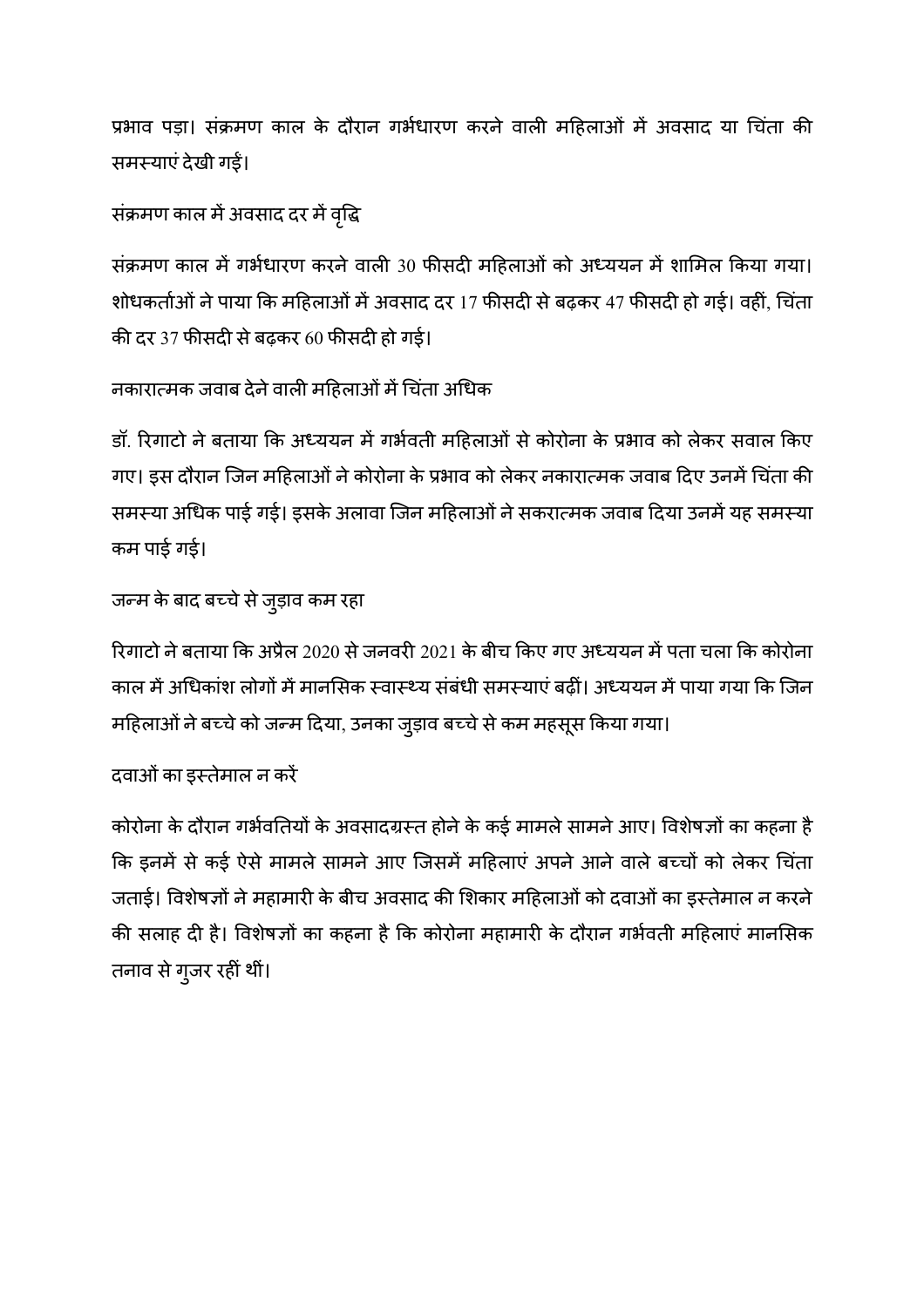प्रभाव पड़ा। संक्रमण काल के दौरान गर्भधारण करने वाली महिलाओं में अवसाद या चिंता की समस्याएं देखी गईं।

## संक्रमण काल में अवसाद दर में वृद्धि

संक्रमण काल में गर्भधारण करने वाली 30 फीसदी महिलाओं को अध्ययन में शामिल किया गया। शोधकर्ताओं ने पाया कि महिलाओं में अवसाद दर 17 फीसदी से बढ़कर 47 फीसदी हो गई। वहीं, चिंता की दर 37 फीसदी से बढ़कर 60 फीसदी हो गई।

## नकारात्मक जवाब देने वाली महिलाओं में चिंता अधिक

डॉ. रिगाटो ने बताया कि अध्ययन में गर्भवती महिलाओं से कोरोना के प्रभाव को लेकर सवाल किए गए। इस दौरान जिन महिलाओं ने कोरोना के प्रभाव को लेकर नकारात्मक जवाब दिए उनमें चिंता की समस्या अधिक पाई गई। इसके अलावा जिन महिलाओं ने सकरात्मक जवाब दिया उनमें यह समस्या कम पाई गई।

## जन्म के बाद बच्चे से जुड़ाव कम रहा

रिगाटो ने बताया कि अप्रैल 2020 से जनवरी 2021 के बीच किए गए अध्ययन में पता चला कि कोरोना काल में अधिकांश लोगों में मानसिक स्वास्थ्य संबंधी समस्याएं बढ़ीं। अध्ययन में पाया गया कि जिन महिलाओं ने बच्चे को जन्म दिया, उनका जुड़ाव बच्चे से कम महसूस किया गया।

## दवाओं का इस्तेमाल न करें

कोरोना के दौरान गर्भवतियों के अवसादग्रस्त होने के कई मामले सामने आए। विशेषज्ञों का कहना है कि इनमें से कई ऐसे मामले सामने आए जिसमें महिलाएं अपने आने वाले बच्चों को लेकर चिंता जताई। विशेषज्ञों ने महामारी के बीच अवसाद की शिकार महिलाओं को दवाओं का इस्तेमाल न करने की सलाह दी है। विशेषज्ञों का कहना है कि कोरोना महामारी के दौरान गर्भवती महिलाएं मानसिक तनाव से गुजर रहीं थीं।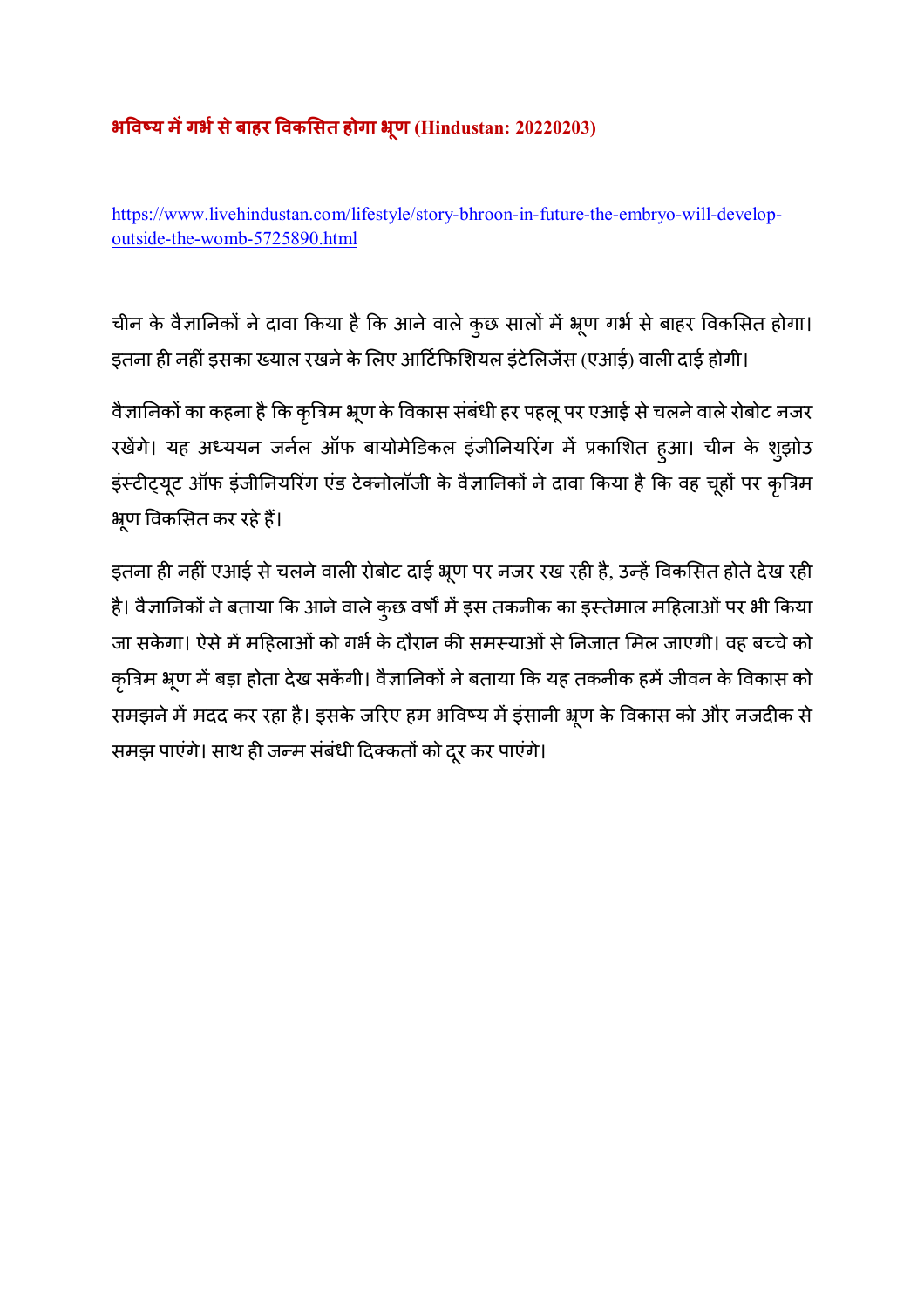# भविष्य में गर्भ से बाहर विकसित होगा भ्रूण (Hindustan: 20220203)

https://www.livehindustan.com/lifestyle/story-bhroon-in-future-the-embryo-will-develop-outside-the-womb-5725890.html

चीन के वैज्ञानिकों ने दावा किया है कि आने वाले कुछ सालों में भ्रूण गर्भ से बाहर विकसित होगा। इतना ही नहीं इसका ख्याल रखने के लिए आर्टिफिशियल इंटेलिजेंस (एआई) वाली दाई होगी।

वैज्ञानिकों का कहना है कि कृत्रिम भ्रूण के विकास संबंधी हर पहलू पर एआई से चलने वाले रोबोट नजर रखेंगे। यह अध्ययन जर्नल ऑफ बायोमेडिकल इंजीनियरिंग में प्रकाशित हुआ। चीन के शुझोउ इंस्टीट्यूट ऑफ इंजीनियरिंग एंड टेक्नोलॉजी के वैज्ञानिकों ने दावा किया है कि वह चूहों पर कृत्रिम भ्रूण विकसित कर रहे हैं।

इतना ही नहीं एआई से चलने वाली रोबोट दाई भ्रूण पर नजर रख रही है, उन्हें विकसित होते देख रही है। वैज्ञानिकों ने बताया कि आने वाले कुछ वर्षों में इस तकनीक का इस्तेमाल महिलाओं पर भी किया जा सकेगा। ऐसे में महिलाओं को गर्भ के दौरान की समस्याओं से निजात मिल जाएगी। वह बच्चे को कृत्रिम भ्रूण में बड़ा होता देख सकेंगी। वैज्ञानिकों ने बताया कि यह तकनीक हमें जीवन के विकास को समझने में मदद कर रहा है। इसके जरिए हम भविष्य में इंसानी भ्रूण के विकास को और नजदीक से समझ पाएंगे। साथ ही जन्म संबंधी दिक्कतों को दूर कर पाएंगे।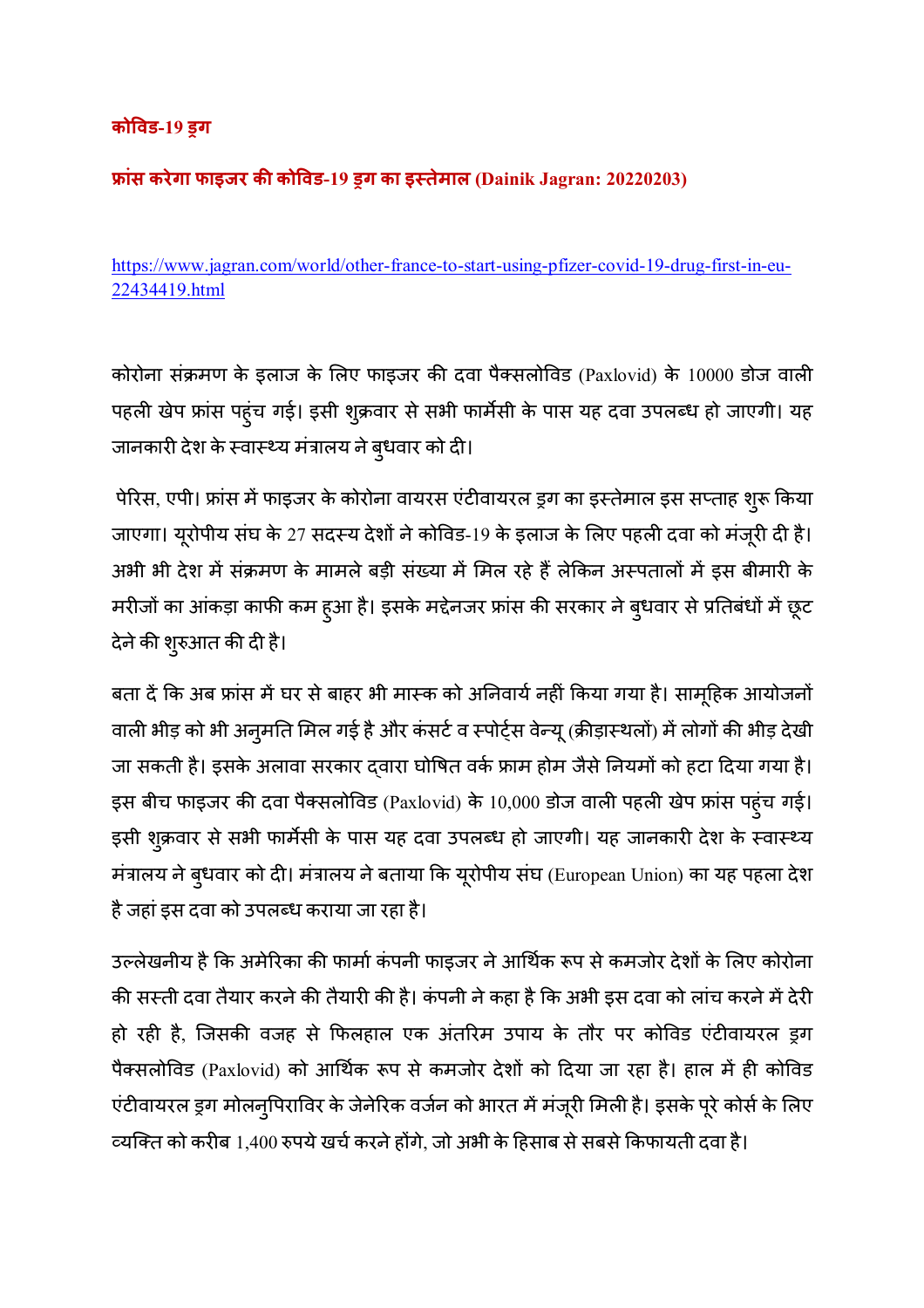## कोविड-19 ड्रग

### फ्रांस करेगा फाइजर की कोविड-19 ड्रग का इस्तेमाल (Dainik Jagran: 20220203)

https://www.jagran.com/world/other-france-to-start-using-pfizer-covid-19-drug-first-in-eu-22434419.html

कोरोना संक्रमण के इलाज के लिए फाइजर की दवा पैक्सलोविड (Paxlovid) के 10000 डोज वाली पहली खेप फ्रांस पहुंच गई। इसी शुक्रवार से सभी फार्मेसी के पास यह दवा उपलब्ध हो जाएगी। यह जानकारी देश के स्वास्थ्य मंत्रालय ने बुधवार को दी।

पेरिस, एपी। फ्रांस में फाइजर के कोरोना वायरस एंटीवायरल ड्रग का इस्तेमाल इस सप्ताह शुरू किया जाएगा। यूरोपीय संघ के 27 सदस्य देशों ने कोविड-19 के इलाज के लिए पहली दवा को मंजूरी दी है। अभी भी देश में संक्रमण के मामले बड़ी संख्या में मिल रहे हैं लेकिन अस्पतालों में इस बीमारी के मरीजों का आंकड़ा काफी कम हुआ है। इसके मद्देनजर फ्रांस की सरकार ने बुधवार से प्रतिबंधों में छूट देने की शुरुआत की दी है।

बता दें कि अब फ्रांस में घर से बाहर भी मास्क को अनिवार्य नहीं किया गया है। सामूहिक आयोजनों वाली भीड़ को भी अनुमति मिल गई है और कंसर्ट व स्पोर्ट्स वेन्यू (क्रीड़ास्थलों) में लोगों की भीड़ देखी जा सकती है। इसके अलावा सरकार द्वारा घोषित वर्क फ्राम होम जैसे नियमों को हटा दिया गया है। इस बीच फाइजर की दवा पैक्सलोविड (Paxlovid) के 10,000 डोज वाली पहली खेप फ्रांस पहुंच गई। इसी शुक्रवार से सभी फार्मेसी के पास यह दवा उपलब्ध हो जाएगी। यह जानकारी देश के स्वास्थ्य मंत्रालय ने बुधवार को दी। मंत्रालय ने बताया कि यूरोपीय संघ (European Union) का यह पहला देश है जहां इस दवा को उपलब्ध कराया जा रहा है।

उल्लेखनीय है कि अमेरिका की फार्मा कंपनी फाइजर ने आर्थिक रूप से कमजोर देशों के लिए कोरोना की सस्ती दवा तैयार करने की तैयारी की है। कंपनी ने कहा है कि अभी इस दवा को लांच करने में देरी हो रही है, जिसकी वजह से फिलहाल एक अंतरिम उपाय के तौर पर कोविड एंटीवायरल ड्रग पैक्सलोविड (Paxlovid) को आर्थिक रूप से कमजोर देशों को दिया जा रहा है। हाल में ही कोविड एंटीवायरल ड्रग मोलनुपिराविर के जेनेरिक वर्जन को भारत में मंजूरी मिली है। इसके पूरे कोर्स के लिए व्यक्ति को करीब 1,400 रुपये खर्च करने होंगे, जो अभी के हिसाब से सबसे किफायती दवा है।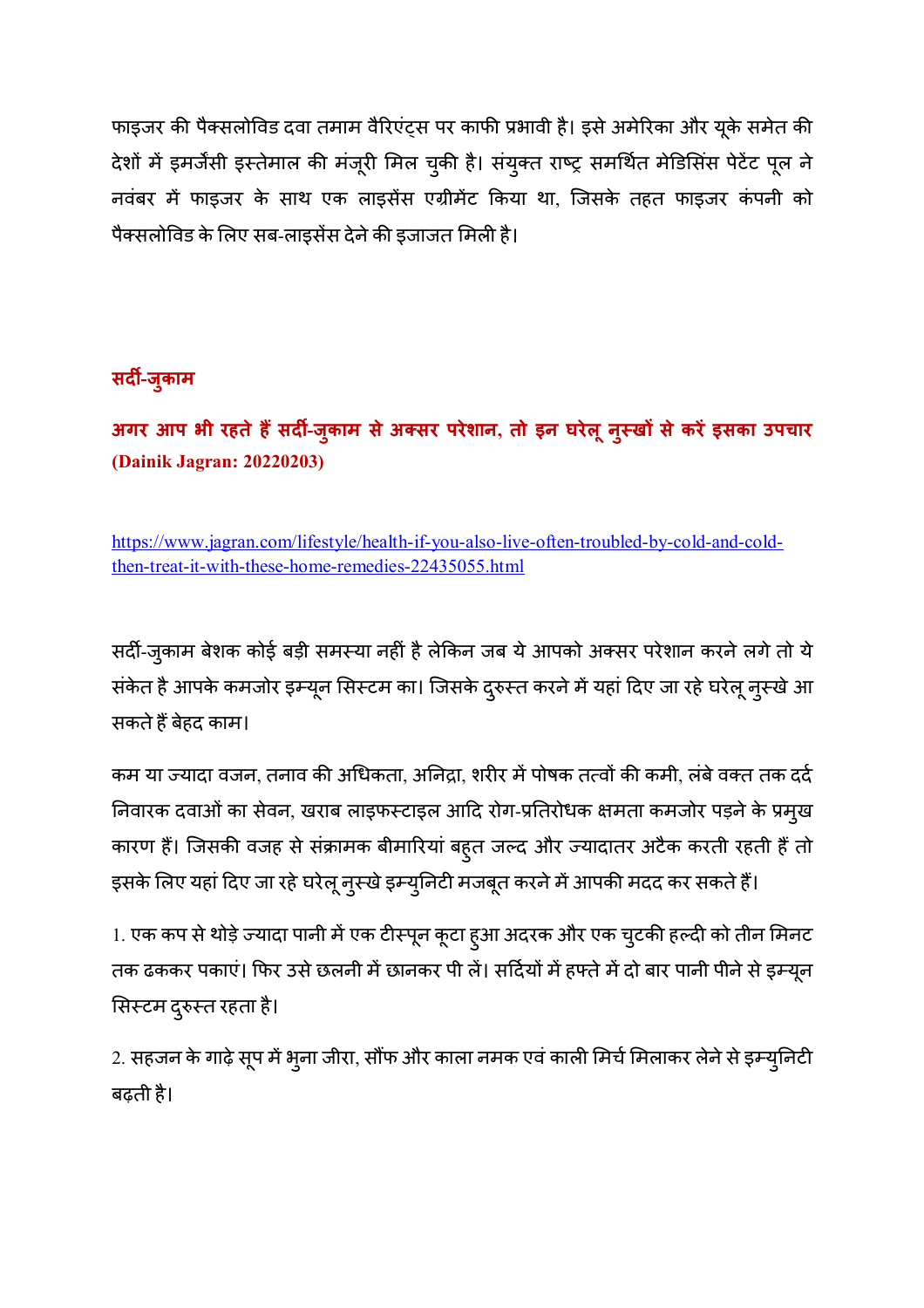फाइजर की पैक्सलोविड दवा तमाम वैरिएंट्स पर काफी प्रभावी है। इसे अमेरिका और यूके समेत की देशों में इमर्जेंसी इस्तेमाल की मंजूरी मिल चुकी है। संयुक्त राष्ट्र समर्थित मेडिसिंस पेटेंट पूल ने नवंबर में फाइजर के साथ एक लाइसेंस एग्रीमेंट किया था, जिसके तहत फाइजर कंपनी को पैक्सलोविड के लिए सब-लाइसेंस देने की इजाजत मिली है।

## सर्दी-जुकाम

**अगर आप भी रहते हैं सर्दी-जुकाम से अक्सर परेशान, तो इन घरेलू नुस्खों से करें इसका उपचार (Dainik Jagran: 20220203)**

https://www.jagran.com/lifestyle/health-if-you-also-live-often-troubled-by-cold-and-cold-then-treat-it-with-these-home-remedies-22435055.html

सर्दी-जुकाम बेशक कोई बड़ी समस्या नहीं है लेकिन जब ये आपको अक्सर परेशान करने लगे तो ये संकेत है आपके कमजोर इम्यून सिस्टम का। जिसके दुरुस्त करने में यहां दिए जा रहे घरेलू नुस्खे आ सकते हैं बेहद काम।

कम या ज्यादा वजन, तनाव की अधिकता, अनिद्रा, शरीर में पोषक तत्वों की कमी, लंबे वक्त तक दर्द निवारक दवाओं का सेवन, खराब लाइफस्टाइल आदि रोग-प्रतिरोधक क्षमता कमजोर पड़ने के प्रमुख कारण हैं। जिसकी वजह से संक्रामक बीमारियां बहुत जल्द और ज्यादातर अटैक करती रहती हैं तो इसके लिए यहां दिए जा रहे घरेलू नुस्खे इम्युनिटी मजबूत करने में आपकी मदद कर सकते हैं।

1. एक कप से थोड़े ज्यादा पानी में एक टीस्पून कूटा हुआ अदरक और एक चुटकी हल्दी को तीन मिनट तक ढककर पकाएं। फिर उसे छलनी में छानकर पी लें। सर्दियों में हफ्ते में दो बार पानी पीने से इम्यून सिस्टम दुरुस्त रहता है।

2. सहजन के गाढ़े सूप में भुना जीरा, सौंफ और काला नमक एवं काली मिर्च मिलाकर लेने से इम्युनिटी बढ़ती है।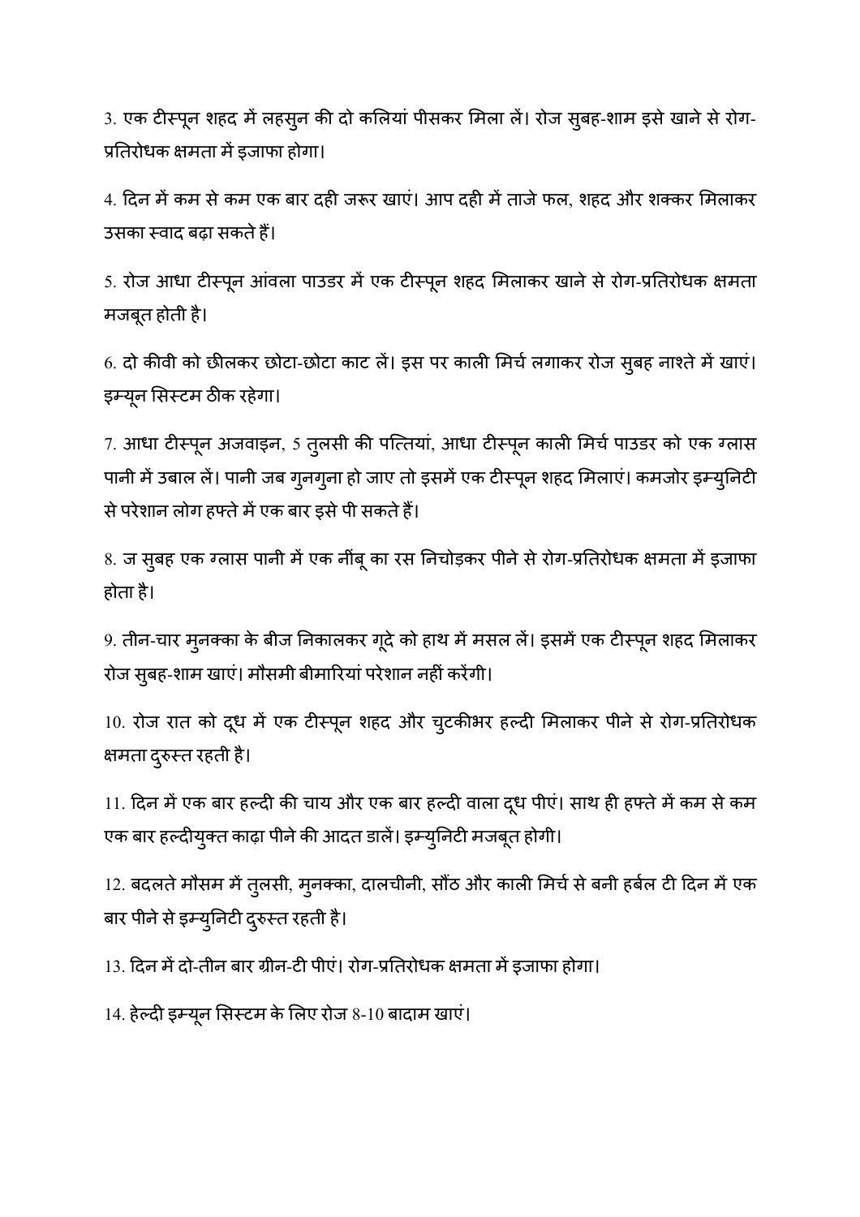3. एक टीस्पून शहद में लहसुन की दो कलियां पीसकर मिला लें। रोज सुबह-शाम इसे खाने से रोग-प्रतिरोधक क्षमता में इजाफा होगा।

4. दिन में कम से कम एक बार दही जरूर खाएं। आप दही में ताजे फल, शहद और शक्कर मिलाकर उसका स्वाद बढ़ा सकते हैं।

5. रोज आधा टीस्पून आंवला पाउडर में एक टीस्पून शहद मिलाकर खाने से रोग-प्रतिरोधक क्षमता मजबूत होती है।

6. दो कीवी को छीलकर छोटा-छोटा काट लें। इस पर काली मिर्च लगाकर रोज सुबह नाश्ते में खाएं। इम्यून सिस्टम ठीक रहेगा।

7. आधा टीस्पून अजवाइन, 5 तुलसी की पत्तियां, आधा टीस्पून काली मिर्च पाउडर को एक ग्लास पानी में उबाल लें। पानी जब गुनगुना हो जाए तो इसमें एक टीस्पून शहद मिलाएं। कमजोर इम्युनिटी से परेशान लोग हफ्ते में एक बार इसे पी सकते हैं।

8. ज सुबह एक ग्लास पानी में एक नींबू का रस निचोड़कर पीने से रोग-प्रतिरोधक क्षमता में इजाफा होता है।

9. तीन-चार मुनक्का के बीज निकालकर गूदे को हाथ में मसल लें। इसमें एक टीस्पून शहद मिलाकर रोज सुबह-शाम खाएं। मौसमी बीमारियां परेशान नहीं करेंगी।

10. रोज रात को दूध में एक टीस्पून शहद और चुटकीभर हल्दी मिलाकर पीने से रोग-प्रतिरोधक क्षमता दुरुस्त रहती है।

11. दिन में एक बार हल्दी की चाय और एक बार हल्दी वाला दूध पीएं। साथ ही हफ्ते में कम से कम एक बार हल्दीयुक्त काढ़ा पीने की आदत डालें। इम्युनिटी मजबूत होगी।

12. बदलते मौसम में तुलसी, मुनक्का, दालचीनी, सौंठ और काली मिर्च से बनी हर्बल टी दिन में एक बार पीने से इम्युनिटी दुरुस्त रहती है।

13. दिन में दो-तीन बार ग्रीन-टी पीएं। रोग-प्रतिरोधक क्षमता में इजाफा होगा।

14. हेल्दी इम्यून सिस्टम के लिए रोज 8-10 बादाम खाएं।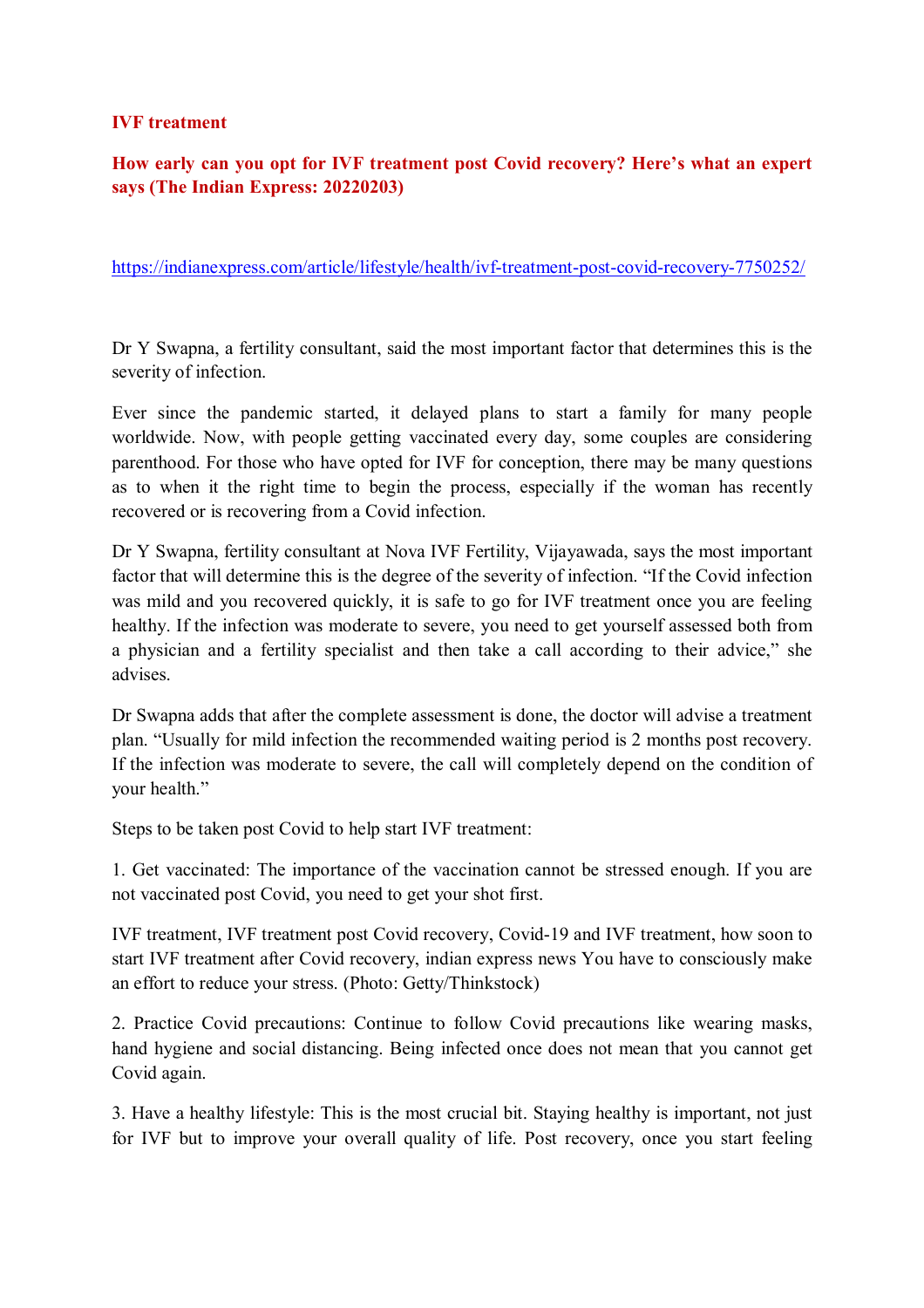**IVF treatment**

**How early can you opt for IVF treatment post Covid recovery? Here's what an expert says (The Indian Express: 20220203)**

https://indianexpress.com/article/lifestyle/health/ivf-treatment-post-covid-recovery-7750252/

Dr Y Swapna, a fertility consultant, said the most important factor that determines this is the severity of infection.

Ever since the pandemic started, it delayed plans to start a family for many people worldwide. Now, with people getting vaccinated every day, some couples are considering parenthood. For those who have opted for IVF for conception, there may be many questions as to when it the right time to begin the process, especially if the woman has recently recovered or is recovering from a Covid infection.

Dr Y Swapna, fertility consultant at Nova IVF Fertility, Vijayawada, says the most important factor that will determine this is the degree of the severity of infection. "If the Covid infection was mild and you recovered quickly, it is safe to go for IVF treatment once you are feeling healthy. If the infection was moderate to severe, you need to get yourself assessed both from a physician and a fertility specialist and then take a call according to their advice," she advises.

Dr Swapna adds that after the complete assessment is done, the doctor will advise a treatment plan. "Usually for mild infection the recommended waiting period is 2 months post recovery. If the infection was moderate to severe, the call will completely depend on the condition of your health."

Steps to be taken post Covid to help start IVF treatment:

1. Get vaccinated: The importance of the vaccination cannot be stressed enough. If you are not vaccinated post Covid, you need to get your shot first.

IVF treatment, IVF treatment post Covid recovery, Covid-19 and IVF treatment, how soon to start IVF treatment after Covid recovery, indian express news You have to consciously make an effort to reduce your stress. (Photo: Getty/Thinkstock)

2. Practice Covid precautions: Continue to follow Covid precautions like wearing masks, hand hygiene and social distancing. Being infected once does not mean that you cannot get Covid again.

3. Have a healthy lifestyle: This is the most crucial bit. Staying healthy is important, not just for IVF but to improve your overall quality of life. Post recovery, once you start feeling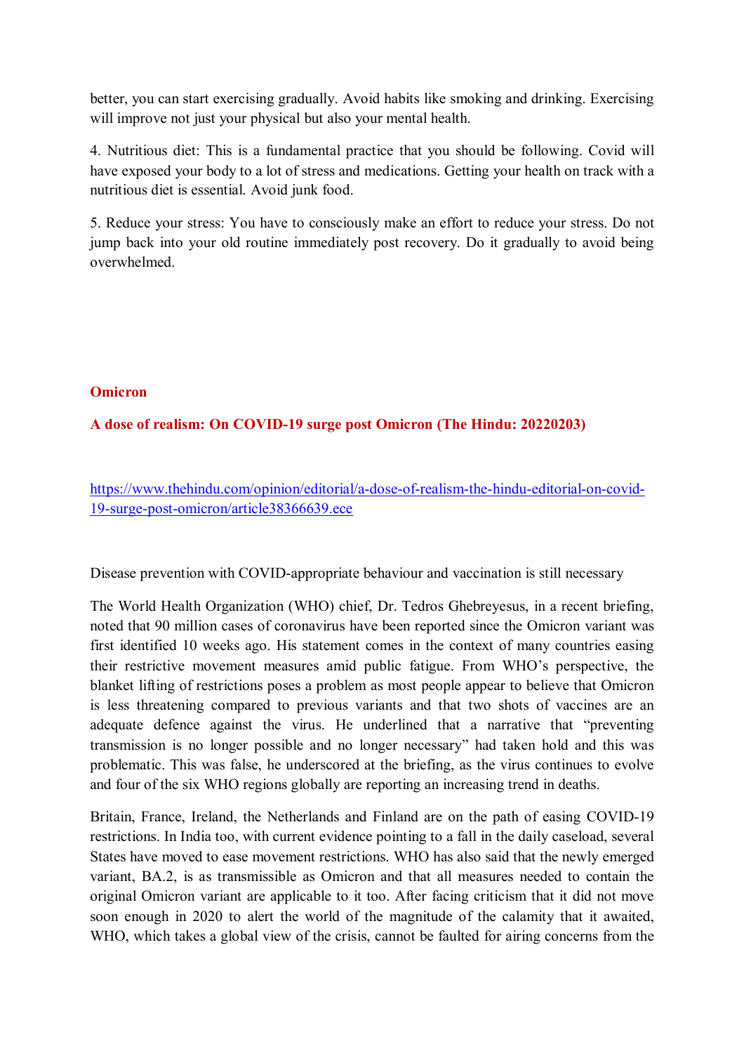better, you can start exercising gradually. Avoid habits like smoking and drinking. Exercising will improve not just your physical but also your mental health.

4. Nutritious diet: This is a fundamental practice that you should be following. Covid will have exposed your body to a lot of stress and medications. Getting your health on track with a nutritious diet is essential. Avoid junk food.

5. Reduce your stress: You have to consciously make an effort to reduce your stress. Do not jump back into your old routine immediately post recovery. Do it gradually to avoid being overwhelmed.

## Omicron

### A dose of realism: On COVID-19 surge post Omicron (The Hindu: 20220203)

https://www.thehindu.com/opinion/editorial/a-dose-of-realism-the-hindu-editorial-on-covid-19-surge-post-omicron/article38366639.ece

Disease prevention with COVID-appropriate behaviour and vaccination is still necessary

The World Health Organization (WHO) chief, Dr. Tedros Ghebreyesus, in a recent briefing, noted that 90 million cases of coronavirus have been reported since the Omicron variant was first identified 10 weeks ago. His statement comes in the context of many countries easing their restrictive movement measures amid public fatigue. From WHO's perspective, the blanket lifting of restrictions poses a problem as most people appear to believe that Omicron is less threatening compared to previous variants and that two shots of vaccines are an adequate defence against the virus. He underlined that a narrative that "preventing transmission is no longer possible and no longer necessary" had taken hold and this was problematic. This was false, he underscored at the briefing, as the virus continues to evolve and four of the six WHO regions globally are reporting an increasing trend in deaths.

Britain, France, Ireland, the Netherlands and Finland are on the path of easing COVID-19 restrictions. In India too, with current evidence pointing to a fall in the daily caseload, several States have moved to ease movement restrictions. WHO has also said that the newly emerged variant, BA.2, is as transmissible as Omicron and that all measures needed to contain the original Omicron variant are applicable to it too. After facing criticism that it did not move soon enough in 2020 to alert the world of the magnitude of the calamity that it awaited, WHO, which takes a global view of the crisis, cannot be faulted for airing concerns from the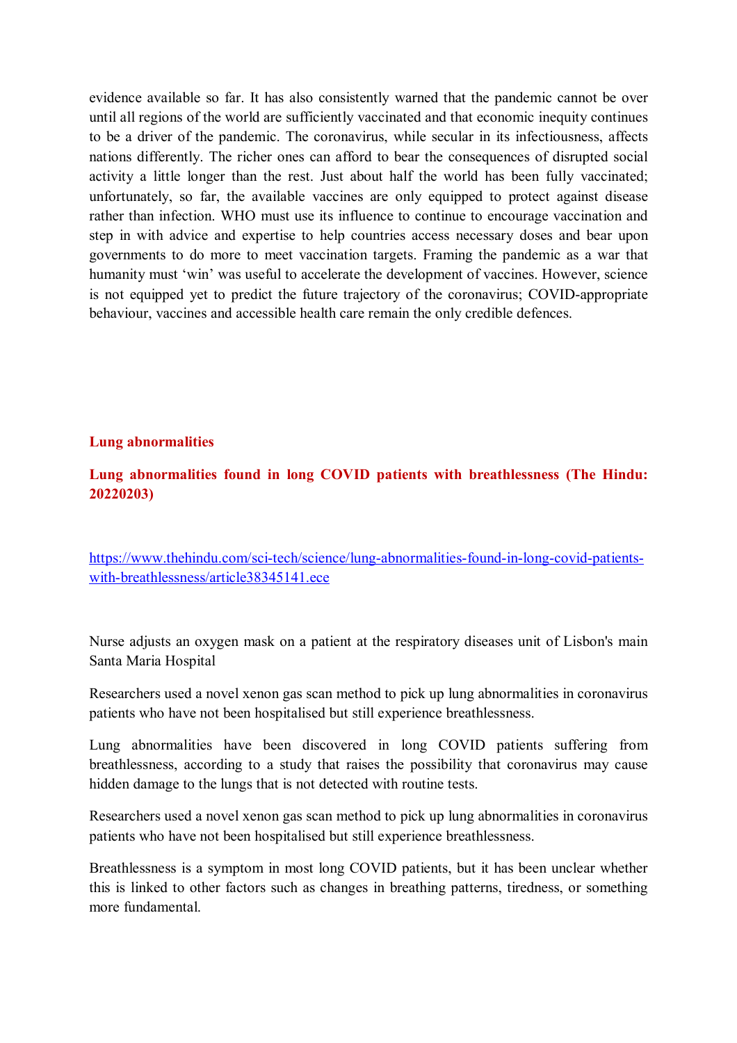evidence available so far. It has also consistently warned that the pandemic cannot be over until all regions of the world are sufficiently vaccinated and that economic inequity continues to be a driver of the pandemic. The coronavirus, while secular in its infectiousness, affects nations differently. The richer ones can afford to bear the consequences of disrupted social activity a little longer than the rest. Just about half the world has been fully vaccinated; unfortunately, so far, the available vaccines are only equipped to protect against disease rather than infection. WHO must use its influence to continue to encourage vaccination and step in with advice and expertise to help countries access necessary doses and bear upon governments to do more to meet vaccination targets. Framing the pandemic as a war that humanity must 'win' was useful to accelerate the development of vaccines. However, science is not equipped yet to predict the future trajectory of the coronavirus; COVID-appropriate behaviour, vaccines and accessible health care remain the only credible defences.

## Lung abnormalities

### Lung abnormalities found in long COVID patients with breathlessness (The Hindu: 20220203)

https://www.thehindu.com/sci-tech/science/lung-abnormalities-found-in-long-covid-patients-with-breathlessness/article38345141.ece

Nurse adjusts an oxygen mask on a patient at the respiratory diseases unit of Lisbon's main Santa Maria Hospital

Researchers used a novel xenon gas scan method to pick up lung abnormalities in coronavirus patients who have not been hospitalised but still experience breathlessness.

Lung abnormalities have been discovered in long COVID patients suffering from breathlessness, according to a study that raises the possibility that coronavirus may cause hidden damage to the lungs that is not detected with routine tests.

Researchers used a novel xenon gas scan method to pick up lung abnormalities in coronavirus patients who have not been hospitalised but still experience breathlessness.

Breathlessness is a symptom in most long COVID patients, but it has been unclear whether this is linked to other factors such as changes in breathing patterns, tiredness, or something more fundamental.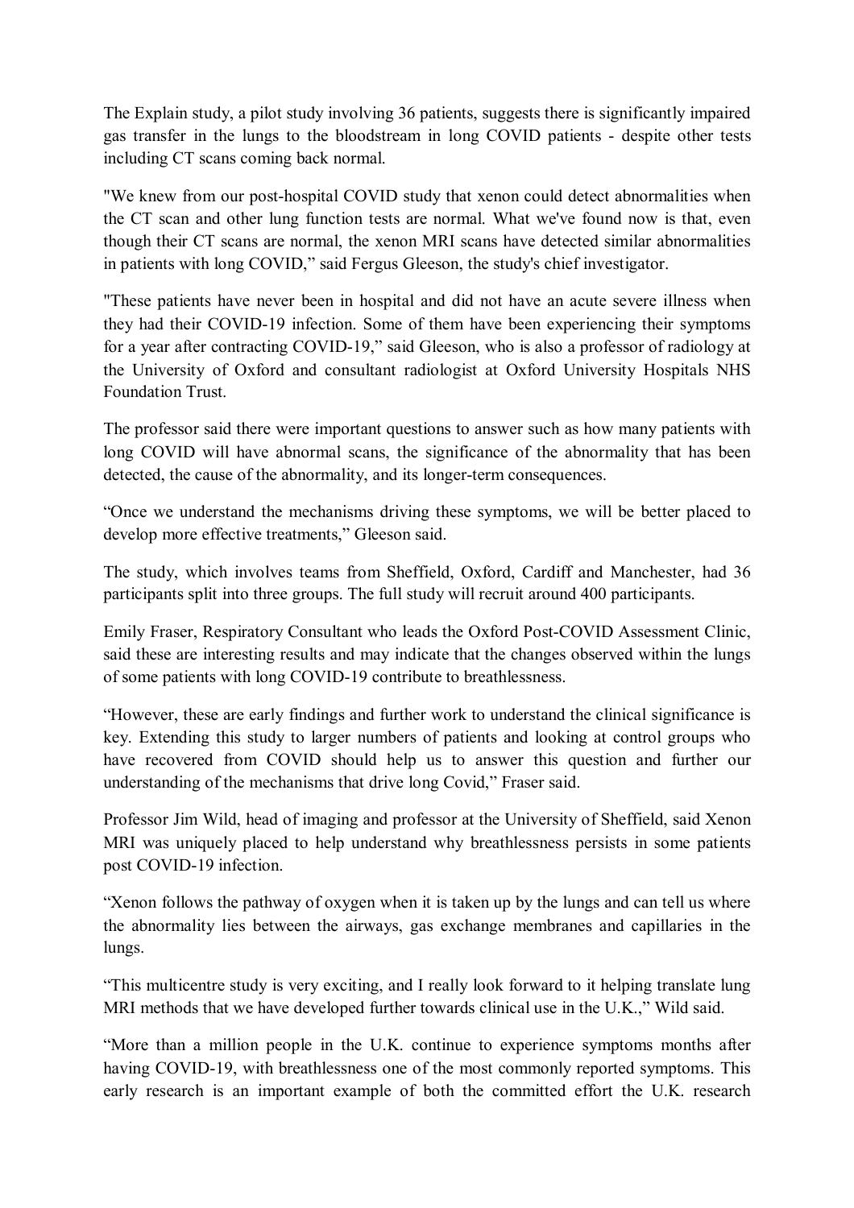The Explain study, a pilot study involving 36 patients, suggests there is significantly impaired gas transfer in the lungs to the bloodstream in long COVID patients - despite other tests including CT scans coming back normal.

"We knew from our post-hospital COVID study that xenon could detect abnormalities when the CT scan and other lung function tests are normal. What we've found now is that, even though their CT scans are normal, the xenon MRI scans have detected similar abnormalities in patients with long COVID," said Fergus Gleeson, the study's chief investigator.

"These patients have never been in hospital and did not have an acute severe illness when they had their COVID-19 infection. Some of them have been experiencing their symptoms for a year after contracting COVID-19," said Gleeson, who is also a professor of radiology at the University of Oxford and consultant radiologist at Oxford University Hospitals NHS Foundation Trust.

The professor said there were important questions to answer such as how many patients with long COVID will have abnormal scans, the significance of the abnormality that has been detected, the cause of the abnormality, and its longer-term consequences.

"Once we understand the mechanisms driving these symptoms, we will be better placed to develop more effective treatments," Gleeson said.

The study, which involves teams from Sheffield, Oxford, Cardiff and Manchester, had 36 participants split into three groups. The full study will recruit around 400 participants.

Emily Fraser, Respiratory Consultant who leads the Oxford Post-COVID Assessment Clinic, said these are interesting results and may indicate that the changes observed within the lungs of some patients with long COVID-19 contribute to breathlessness.

"However, these are early findings and further work to understand the clinical significance is key. Extending this study to larger numbers of patients and looking at control groups who have recovered from COVID should help us to answer this question and further our understanding of the mechanisms that drive long Covid," Fraser said.

Professor Jim Wild, head of imaging and professor at the University of Sheffield, said Xenon MRI was uniquely placed to help understand why breathlessness persists in some patients post COVID-19 infection.

"Xenon follows the pathway of oxygen when it is taken up by the lungs and can tell us where the abnormality lies between the airways, gas exchange membranes and capillaries in the lungs.

"This multicentre study is very exciting, and I really look forward to it helping translate lung MRI methods that we have developed further towards clinical use in the U.K.," Wild said.

"More than a million people in the U.K. continue to experience symptoms months after having COVID-19, with breathlessness one of the most commonly reported symptoms. This early research is an important example of both the committed effort the U.K. research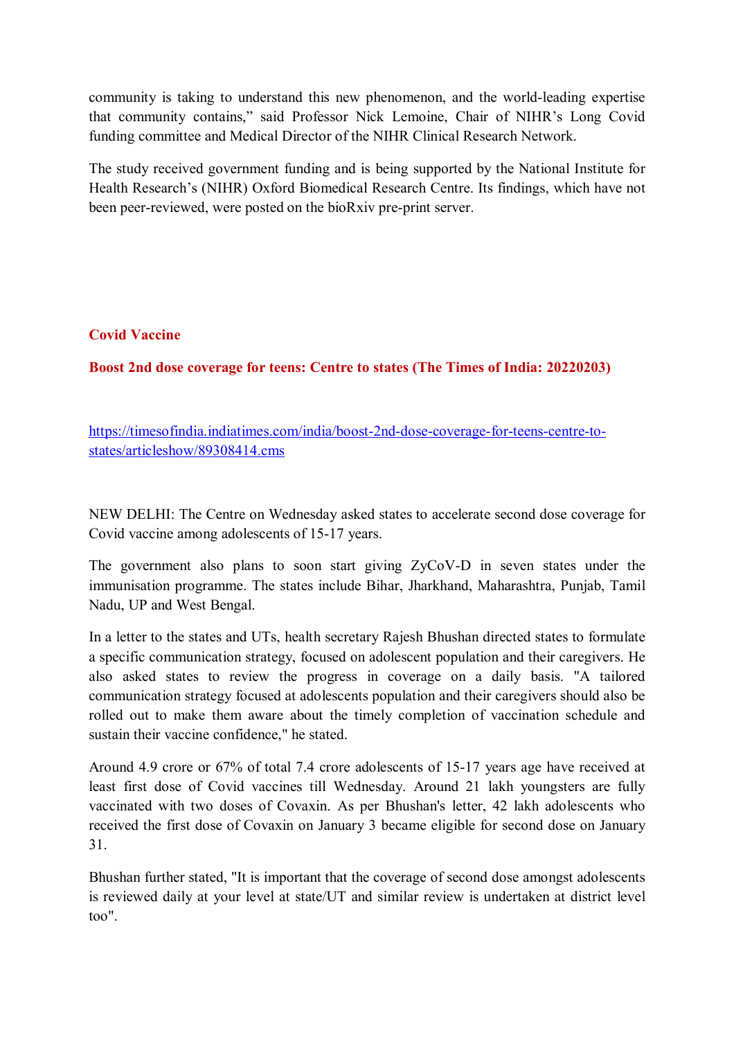community is taking to understand this new phenomenon, and the world-leading expertise that community contains," said Professor Nick Lemoine, Chair of NIHR's Long Covid funding committee and Medical Director of the NIHR Clinical Research Network.

The study received government funding and is being supported by the National Institute for Health Research's (NIHR) Oxford Biomedical Research Centre. Its findings, which have not been peer-reviewed, were posted on the bioRxiv pre-print server.

## Covid Vaccine

### Boost 2nd dose coverage for teens: Centre to states (The Times of India: 20220203)

https://timesofindia.indiatimes.com/india/boost-2nd-dose-coverage-for-teens-centre-to-states/articleshow/89308414.cms

NEW DELHI: The Centre on Wednesday asked states to accelerate second dose coverage for Covid vaccine among adolescents of 15-17 years.

The government also plans to soon start giving ZyCoV-D in seven states under the immunisation programme. The states include Bihar, Jharkhand, Maharashtra, Punjab, Tamil Nadu, UP and West Bengal.

In a letter to the states and UTs, health secretary Rajesh Bhushan directed states to formulate a specific communication strategy, focused on adolescent population and their caregivers. He also asked states to review the progress in coverage on a daily basis. "A tailored communication strategy focused at adolescents population and their caregivers should also be rolled out to make them aware about the timely completion of vaccination schedule and sustain their vaccine confidence," he stated.

Around 4.9 crore or 67% of total 7.4 crore adolescents of 15-17 years age have received at least first dose of Covid vaccines till Wednesday. Around 21 lakh youngsters are fully vaccinated with two doses of Covaxin. As per Bhushan's letter, 42 lakh adolescents who received the first dose of Covaxin on January 3 became eligible for second dose on January 31.

Bhushan further stated, "It is important that the coverage of second dose amongst adolescents is reviewed daily at your level at state/UT and similar review is undertaken at district level too".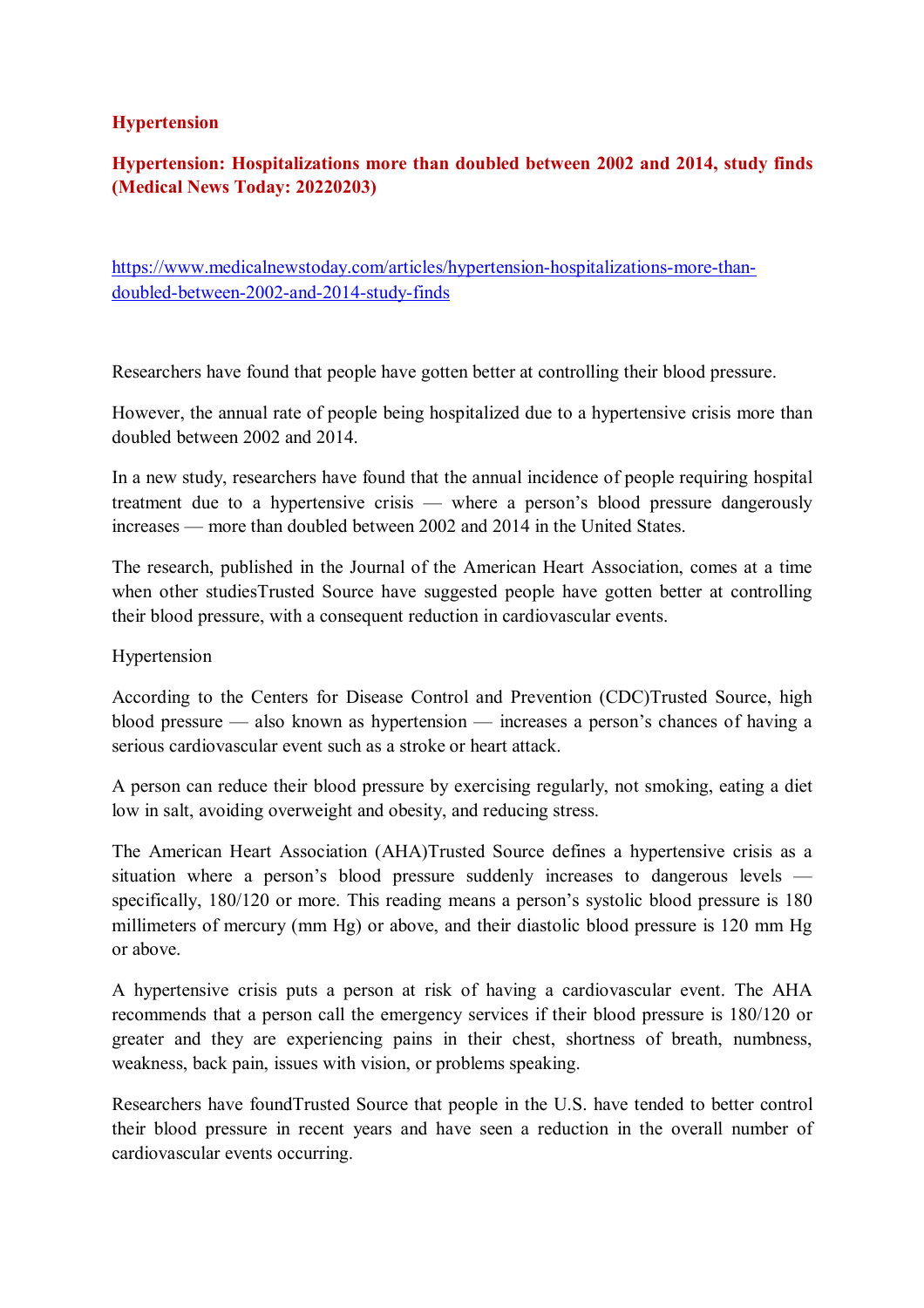**Hypertension**

**Hypertension: Hospitalizations more than doubled between 2002 and 2014, study finds (Medical News Today: 20220203)**

https://www.medicalnewstoday.com/articles/hypertension-hospitalizations-more-than-doubled-between-2002-and-2014-study-finds

Researchers have found that people have gotten better at controlling their blood pressure.

However, the annual rate of people being hospitalized due to a hypertensive crisis more than doubled between 2002 and 2014.

In a new study, researchers have found that the annual incidence of people requiring hospital treatment due to a hypertensive crisis — where a person's blood pressure dangerously increases — more than doubled between 2002 and 2014 in the United States.

The research, published in the Journal of the American Heart Association, comes at a time when other studiesTrusted Source have suggested people have gotten better at controlling their blood pressure, with a consequent reduction in cardiovascular events.

Hypertension

According to the Centers for Disease Control and Prevention (CDC)Trusted Source, high blood pressure — also known as hypertension — increases a person's chances of having a serious cardiovascular event such as a stroke or heart attack.

A person can reduce their blood pressure by exercising regularly, not smoking, eating a diet low in salt, avoiding overweight and obesity, and reducing stress.

The American Heart Association (AHA)Trusted Source defines a hypertensive crisis as a situation where a person's blood pressure suddenly increases to dangerous levels — specifically, 180/120 or more. This reading means a person's systolic blood pressure is 180 millimeters of mercury (mm Hg) or above, and their diastolic blood pressure is 120 mm Hg or above.

A hypertensive crisis puts a person at risk of having a cardiovascular event. The AHA recommends that a person call the emergency services if their blood pressure is 180/120 or greater and they are experiencing pains in their chest, shortness of breath, numbness, weakness, back pain, issues with vision, or problems speaking.

Researchers have foundTrusted Source that people in the U.S. have tended to better control their blood pressure in recent years and have seen a reduction in the overall number of cardiovascular events occurring.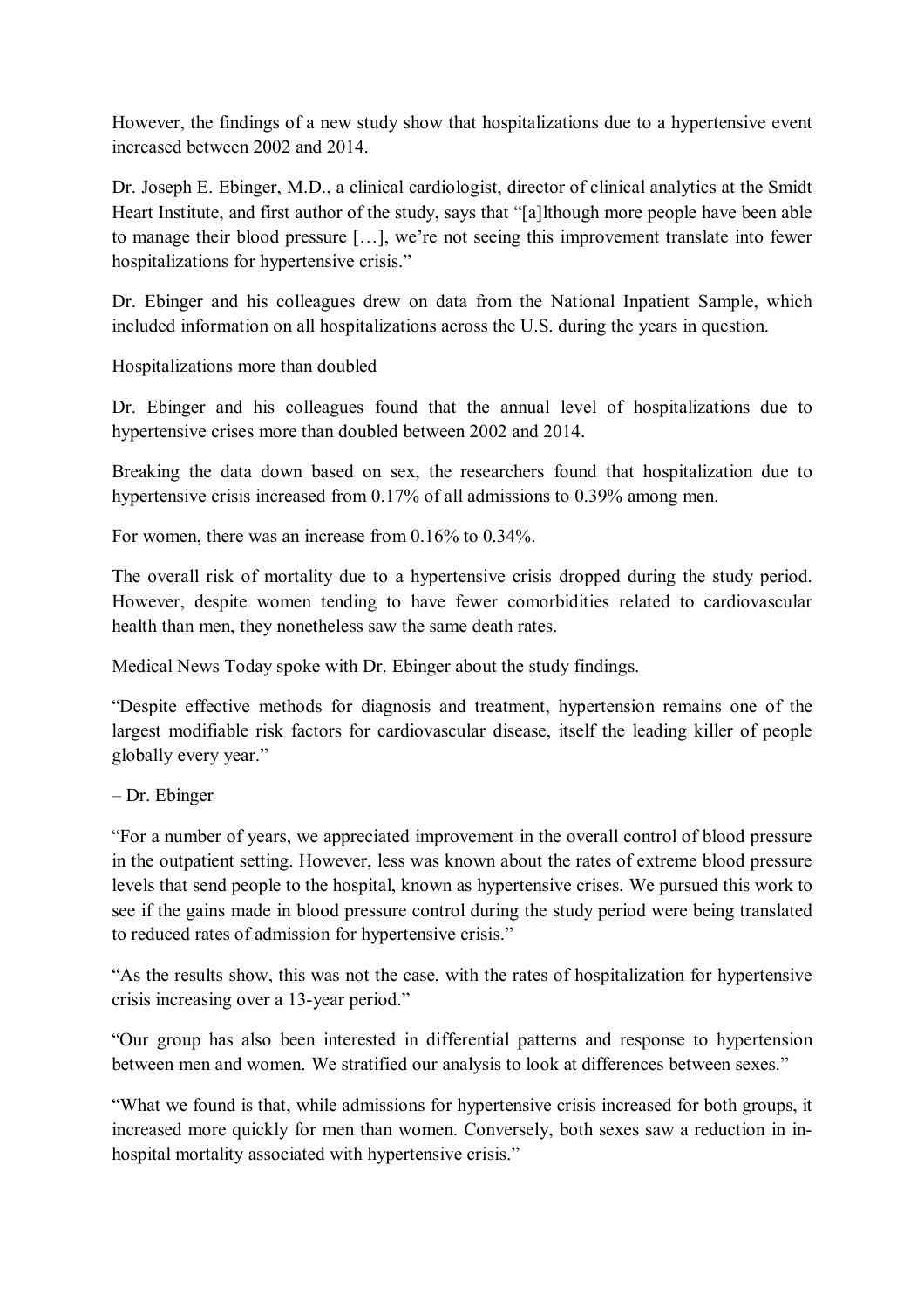However, the findings of a new study show that hospitalizations due to a hypertensive event increased between 2002 and 2014.

Dr. Joseph E. Ebinger, M.D., a clinical cardiologist, director of clinical analytics at the Smidt Heart Institute, and first author of the study, says that "[a]lthough more people have been able to manage their blood pressure […], we're not seeing this improvement translate into fewer hospitalizations for hypertensive crisis."

Dr. Ebinger and his colleagues drew on data from the National Inpatient Sample, which included information on all hospitalizations across the U.S. during the years in question.

## Hospitalizations more than doubled

Dr. Ebinger and his colleagues found that the annual level of hospitalizations due to hypertensive crises more than doubled between 2002 and 2014.

Breaking the data down based on sex, the researchers found that hospitalization due to hypertensive crisis increased from 0.17% of all admissions to 0.39% among men.

For women, there was an increase from 0.16% to 0.34%.

The overall risk of mortality due to a hypertensive crisis dropped during the study period. However, despite women tending to have fewer comorbidities related to cardiovascular health than men, they nonetheless saw the same death rates.

Medical News Today spoke with Dr. Ebinger about the study findings.

> "Despite effective methods for diagnosis and treatment, hypertension remains one of the largest modifiable risk factors for cardiovascular disease, itself the leading killer of people globally every year."
>
> – Dr. Ebinger

"For a number of years, we appreciated improvement in the overall control of blood pressure in the outpatient setting. However, less was known about the rates of extreme blood pressure levels that send people to the hospital, known as hypertensive crises. We pursued this work to see if the gains made in blood pressure control during the study period were being translated to reduced rates of admission for hypertensive crisis."

"As the results show, this was not the case, with the rates of hospitalization for hypertensive crisis increasing over a 13-year period."

"Our group has also been interested in differential patterns and response to hypertension between men and women. We stratified our analysis to look at differences between sexes."

"What we found is that, while admissions for hypertensive crisis increased for both groups, it increased more quickly for men than women. Conversely, both sexes saw a reduction in in-hospital mortality associated with hypertensive crisis."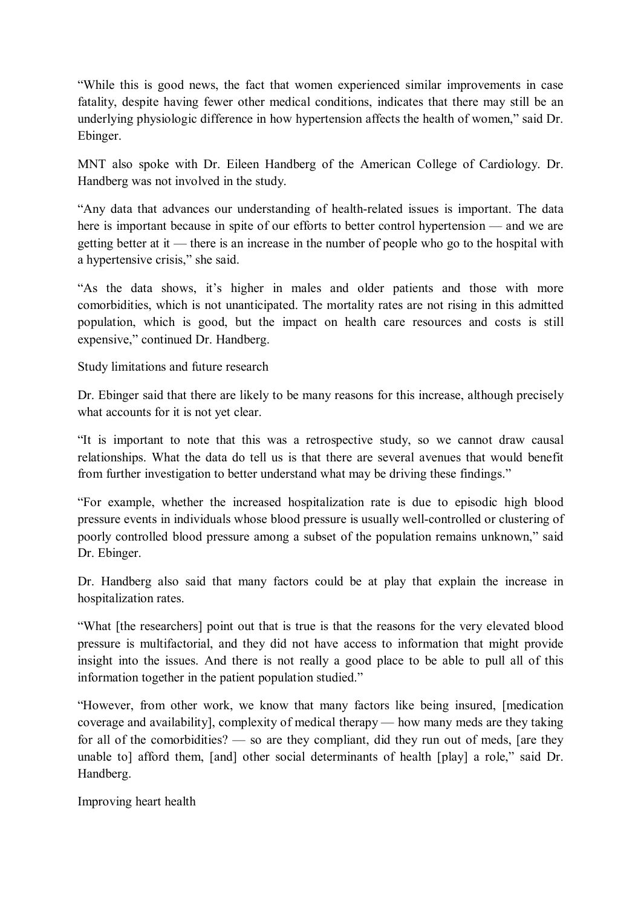"While this is good news, the fact that women experienced similar improvements in case fatality, despite having fewer other medical conditions, indicates that there may still be an underlying physiologic difference in how hypertension affects the health of women," said Dr. Ebinger.

MNT also spoke with Dr. Eileen Handberg of the American College of Cardiology. Dr. Handberg was not involved in the study.

"Any data that advances our understanding of health-related issues is important. The data here is important because in spite of our efforts to better control hypertension — and we are getting better at it — there is an increase in the number of people who go to the hospital with a hypertensive crisis," she said.

"As the data shows, it's higher in males and older patients and those with more comorbidities, which is not unanticipated. The mortality rates are not rising in this admitted population, which is good, but the impact on health care resources and costs is still expensive," continued Dr. Handberg.

## Study limitations and future research

Dr. Ebinger said that there are likely to be many reasons for this increase, although precisely what accounts for it is not yet clear.

"It is important to note that this was a retrospective study, so we cannot draw causal relationships. What the data do tell us is that there are several avenues that would benefit from further investigation to better understand what may be driving these findings."

"For example, whether the increased hospitalization rate is due to episodic high blood pressure events in individuals whose blood pressure is usually well-controlled or clustering of poorly controlled blood pressure among a subset of the population remains unknown," said Dr. Ebinger.

Dr. Handberg also said that many factors could be at play that explain the increase in hospitalization rates.

"What [the researchers] point out that is true is that the reasons for the very elevated blood pressure is multifactorial, and they did not have access to information that might provide insight into the issues. And there is not really a good place to be able to pull all of this information together in the patient population studied."

"However, from other work, we know that many factors like being insured, [medication coverage and availability], complexity of medical therapy — how many meds are they taking for all of the comorbidities? — so are they compliant, did they run out of meds, [are they unable to] afford them, [and] other social determinants of health [play] a role," said Dr. Handberg.

## Improving heart health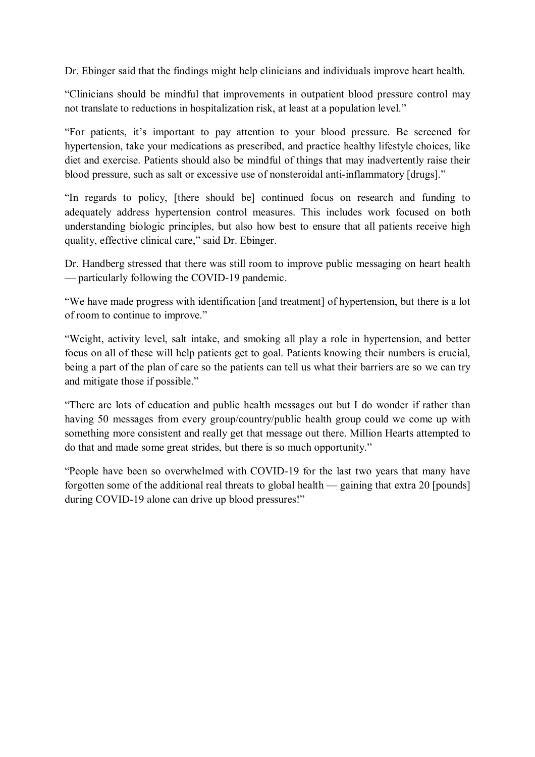Dr. Ebinger said that the findings might help clinicians and individuals improve heart health.

“Clinicians should be mindful that improvements in outpatient blood pressure control may not translate to reductions in hospitalization risk, at least at a population level.”

“For patients, it’s important to pay attention to your blood pressure. Be screened for hypertension, take your medications as prescribed, and practice healthy lifestyle choices, like diet and exercise. Patients should also be mindful of things that may inadvertently raise their blood pressure, such as salt or excessive use of nonsteroidal anti-inflammatory [drugs].”

“In regards to policy, [there should be] continued focus on research and funding to adequately address hypertension control measures. This includes work focused on both understanding biologic principles, but also how best to ensure that all patients receive high quality, effective clinical care,” said Dr. Ebinger.

Dr. Handberg stressed that there was still room to improve public messaging on heart health — particularly following the COVID-19 pandemic.

“We have made progress with identification [and treatment] of hypertension, but there is a lot of room to continue to improve.”

“Weight, activity level, salt intake, and smoking all play a role in hypertension, and better focus on all of these will help patients get to goal. Patients knowing their numbers is crucial, being a part of the plan of care so the patients can tell us what their barriers are so we can try and mitigate those if possible.”

“There are lots of education and public health messages out but I do wonder if rather than having 50 messages from every group/country/public health group could we come up with something more consistent and really get that message out there. Million Hearts attempted to do that and made some great strides, but there is so much opportunity.”

“People have been so overwhelmed with COVID-19 for the last two years that many have forgotten some of the additional real threats to global health — gaining that extra 20 [pounds] during COVID-19 alone can drive up blood pressures!”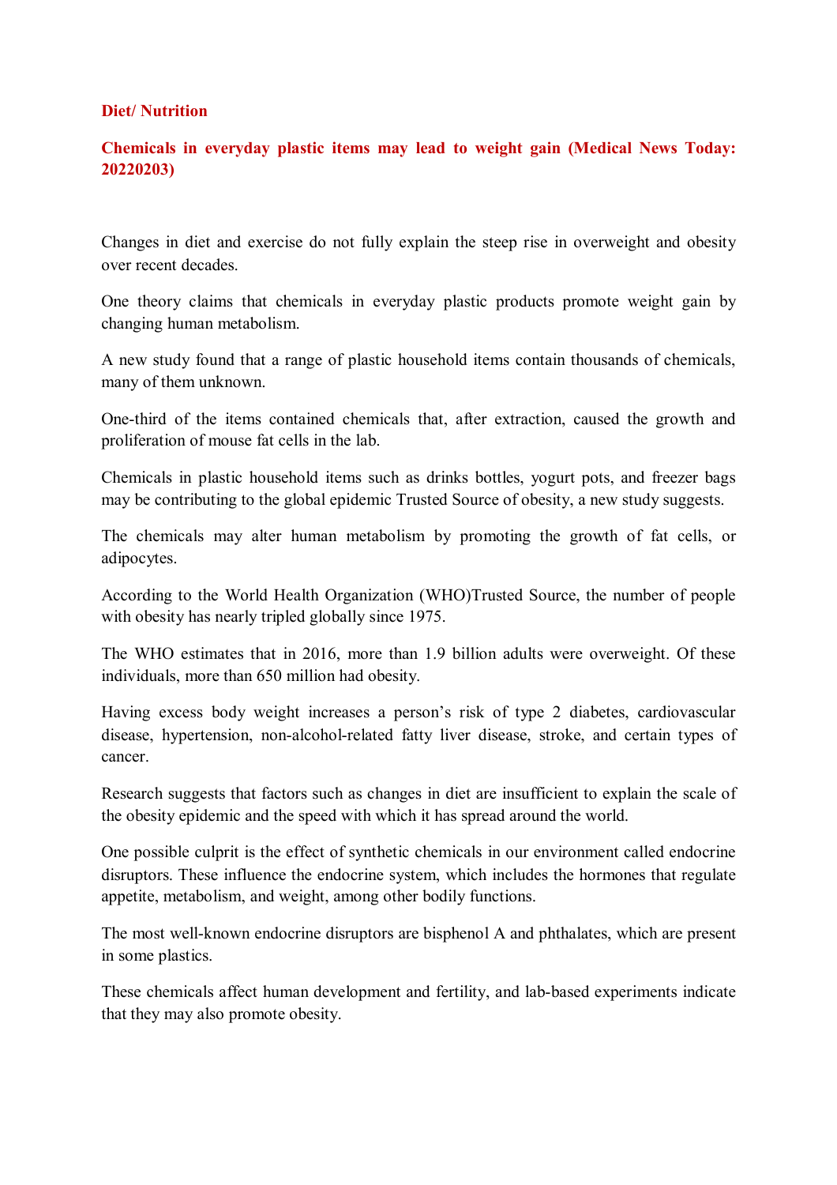**Diet/ Nutrition**

**Chemicals in everyday plastic items may lead to weight gain (Medical News Today: 20220203)**

Changes in diet and exercise do not fully explain the steep rise in overweight and obesity over recent decades.

One theory claims that chemicals in everyday plastic products promote weight gain by changing human metabolism.

A new study found that a range of plastic household items contain thousands of chemicals, many of them unknown.

One-third of the items contained chemicals that, after extraction, caused the growth and proliferation of mouse fat cells in the lab.

Chemicals in plastic household items such as drinks bottles, yogurt pots, and freezer bags may be contributing to the global epidemic Trusted Source of obesity, a new study suggests.

The chemicals may alter human metabolism by promoting the growth of fat cells, or adipocytes.

According to the World Health Organization (WHO)Trusted Source, the number of people with obesity has nearly tripled globally since 1975.

The WHO estimates that in 2016, more than 1.9 billion adults were overweight. Of these individuals, more than 650 million had obesity.

Having excess body weight increases a person's risk of type 2 diabetes, cardiovascular disease, hypertension, non-alcohol-related fatty liver disease, stroke, and certain types of cancer.

Research suggests that factors such as changes in diet are insufficient to explain the scale of the obesity epidemic and the speed with which it has spread around the world.

One possible culprit is the effect of synthetic chemicals in our environment called endocrine disruptors. These influence the endocrine system, which includes the hormones that regulate appetite, metabolism, and weight, among other bodily functions.

The most well-known endocrine disruptors are bisphenol A and phthalates, which are present in some plastics.

These chemicals affect human development and fertility, and lab-based experiments indicate that they may also promote obesity.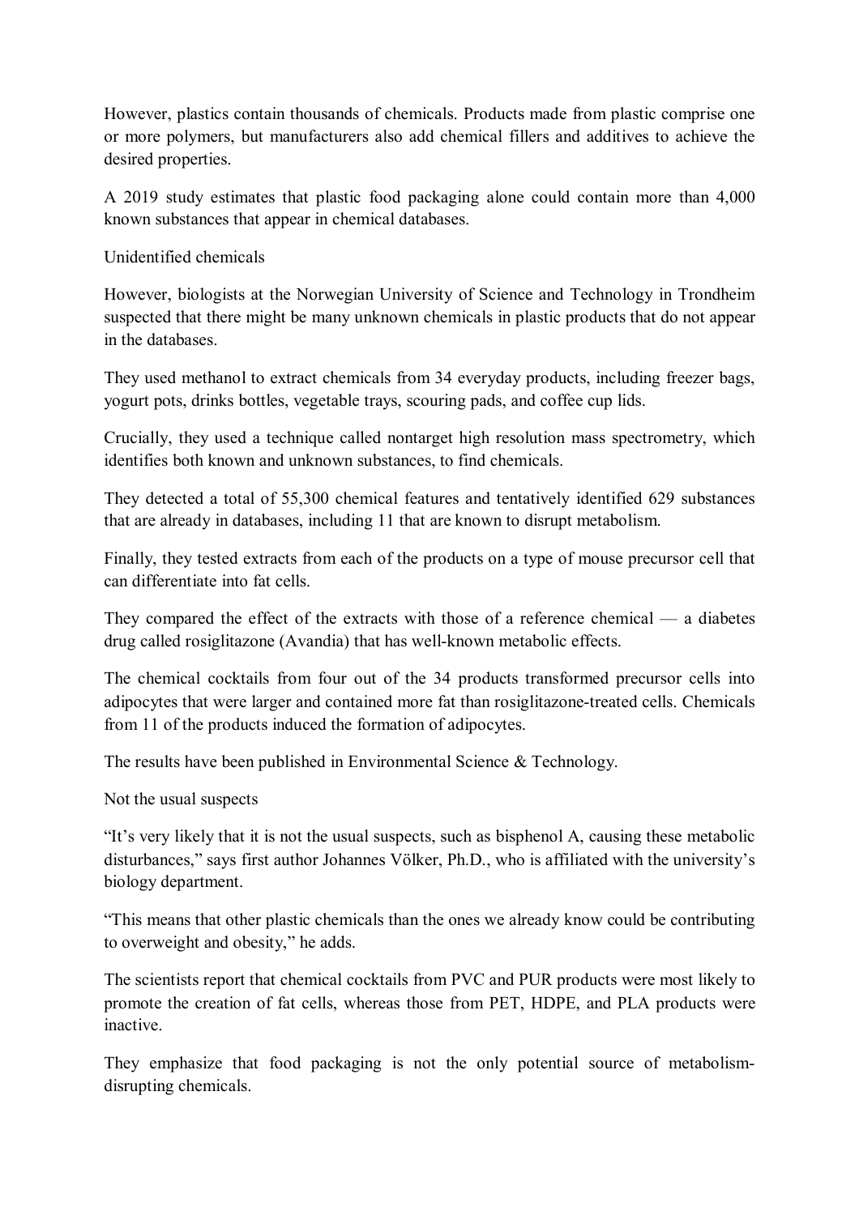However, plastics contain thousands of chemicals. Products made from plastic comprise one or more polymers, but manufacturers also add chemical fillers and additives to achieve the desired properties.

A 2019 study estimates that plastic food packaging alone could contain more than 4,000 known substances that appear in chemical databases.

## Unidentified chemicals

However, biologists at the Norwegian University of Science and Technology in Trondheim suspected that there might be many unknown chemicals in plastic products that do not appear in the databases.

They used methanol to extract chemicals from 34 everyday products, including freezer bags, yogurt pots, drinks bottles, vegetable trays, scouring pads, and coffee cup lids.

Crucially, they used a technique called nontarget high resolution mass spectrometry, which identifies both known and unknown substances, to find chemicals.

They detected a total of 55,300 chemical features and tentatively identified 629 substances that are already in databases, including 11 that are known to disrupt metabolism.

Finally, they tested extracts from each of the products on a type of mouse precursor cell that can differentiate into fat cells.

They compared the effect of the extracts with those of a reference chemical — a diabetes drug called rosiglitazone (Avandia) that has well-known metabolic effects.

The chemical cocktails from four out of the 34 products transformed precursor cells into adipocytes that were larger and contained more fat than rosiglitazone-treated cells. Chemicals from 11 of the products induced the formation of adipocytes.

The results have been published in Environmental Science & Technology.

## Not the usual suspects

"It's very likely that it is not the usual suspects, such as bisphenol A, causing these metabolic disturbances," says first author Johannes Völker, Ph.D., who is affiliated with the university's biology department.

"This means that other plastic chemicals than the ones we already know could be contributing to overweight and obesity," he adds.

The scientists report that chemical cocktails from PVC and PUR products were most likely to promote the creation of fat cells, whereas those from PET, HDPE, and PLA products were inactive.

They emphasize that food packaging is not the only potential source of metabolism-disrupting chemicals.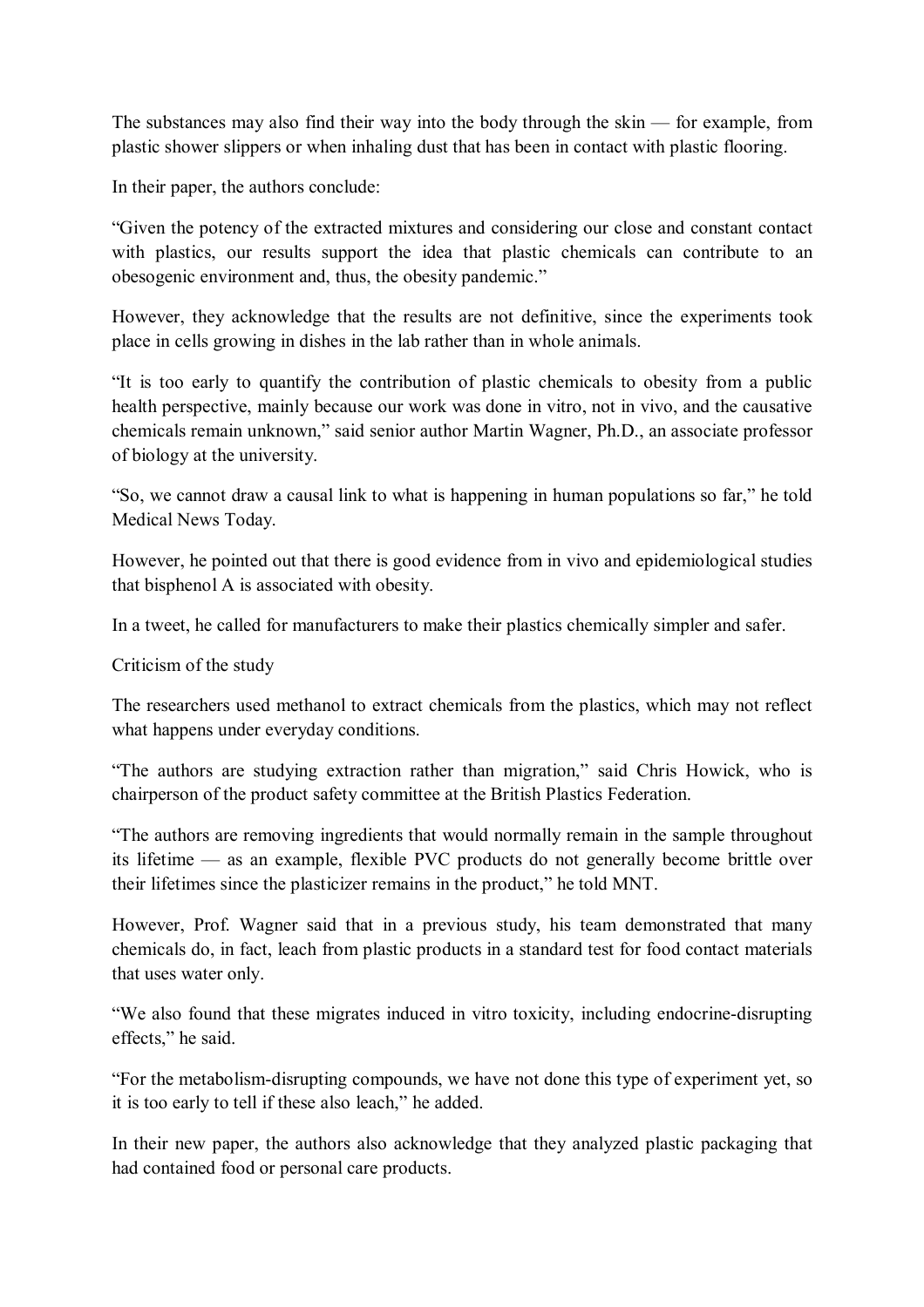The substances may also find their way into the body through the skin — for example, from plastic shower slippers or when inhaling dust that has been in contact with plastic flooring.

In their paper, the authors conclude:

"Given the potency of the extracted mixtures and considering our close and constant contact with plastics, our results support the idea that plastic chemicals can contribute to an obesogenic environment and, thus, the obesity pandemic."

However, they acknowledge that the results are not definitive, since the experiments took place in cells growing in dishes in the lab rather than in whole animals.

"It is too early to quantify the contribution of plastic chemicals to obesity from a public health perspective, mainly because our work was done in vitro, not in vivo, and the causative chemicals remain unknown," said senior author Martin Wagner, Ph.D., an associate professor of biology at the university.

"So, we cannot draw a causal link to what is happening in human populations so far," he told Medical News Today.

However, he pointed out that there is good evidence from in vivo and epidemiological studies that bisphenol A is associated with obesity.

In a tweet, he called for manufacturers to make their plastics chemically simpler and safer.

## Criticism of the study

The researchers used methanol to extract chemicals from the plastics, which may not reflect what happens under everyday conditions.

"The authors are studying extraction rather than migration," said Chris Howick, who is chairperson of the product safety committee at the British Plastics Federation.

"The authors are removing ingredients that would normally remain in the sample throughout its lifetime — as an example, flexible PVC products do not generally become brittle over their lifetimes since the plasticizer remains in the product," he told MNT.

However, Prof. Wagner said that in a previous study, his team demonstrated that many chemicals do, in fact, leach from plastic products in a standard test for food contact materials that uses water only.

"We also found that these migrates induced in vitro toxicity, including endocrine-disrupting effects," he said.

"For the metabolism-disrupting compounds, we have not done this type of experiment yet, so it is too early to tell if these also leach," he added.

In their new paper, the authors also acknowledge that they analyzed plastic packaging that had contained food or personal care products.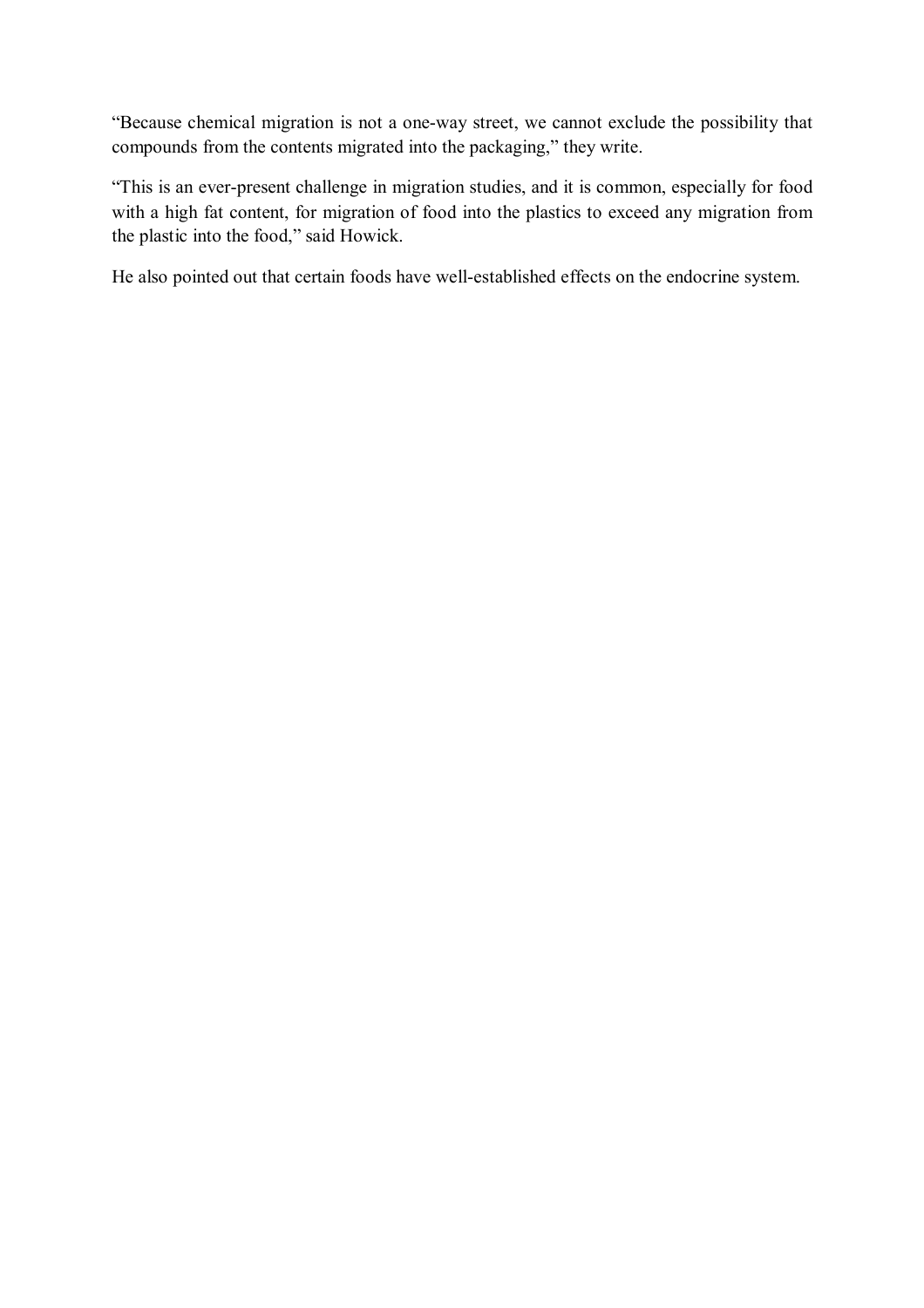“Because chemical migration is not a one-way street, we cannot exclude the possibility that compounds from the contents migrated into the packaging,” they write.

“This is an ever-present challenge in migration studies, and it is common, especially for food with a high fat content, for migration of food into the plastics to exceed any migration from the plastic into the food,” said Howick.

He also pointed out that certain foods have well-established effects on the endocrine system.